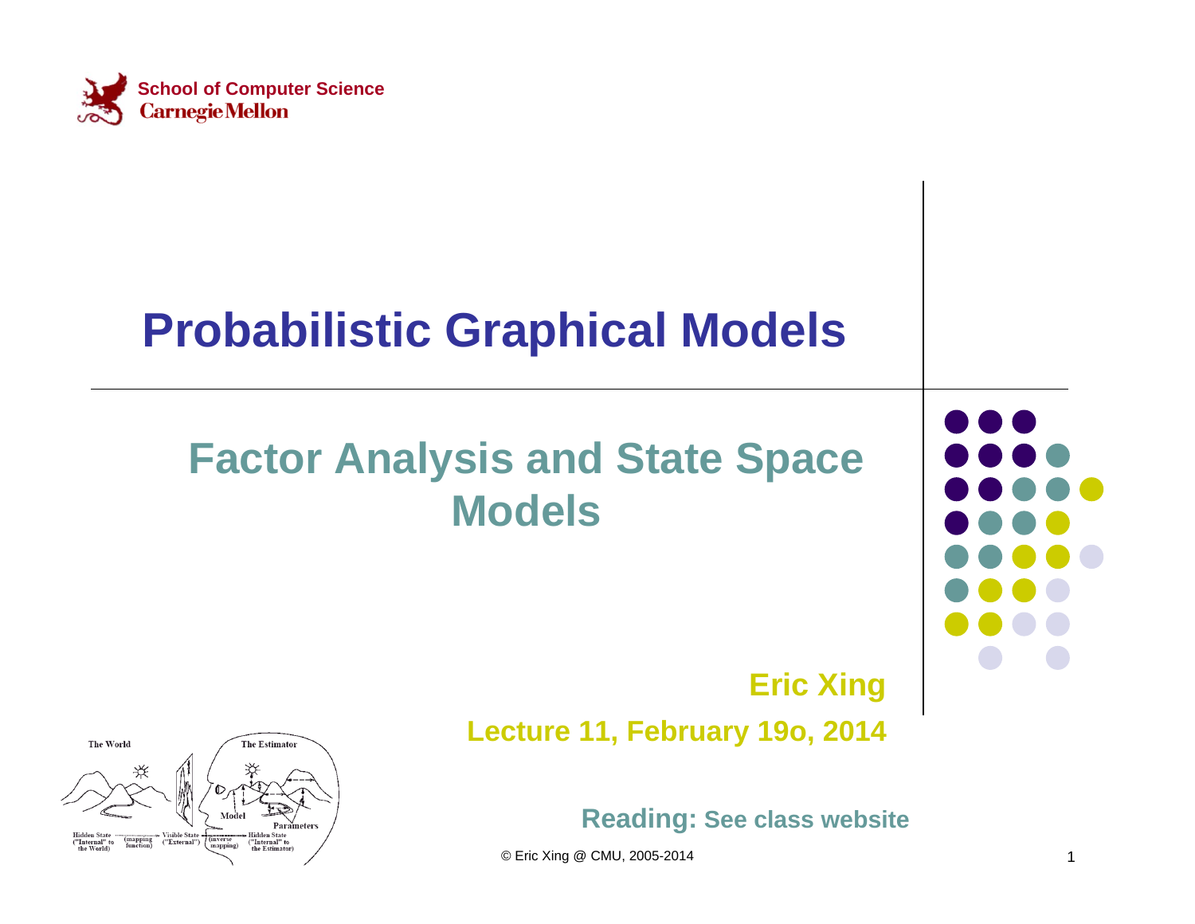School of Computer Science
Carnegie Mellon

# Probabilistic Graphical Models

## Factor Analysis and State Space Models

**Eric Xing**

**Lecture 11, February 19o, 2014**

**Reading:** See class website

© Eric Xing @ CMU, 2005-2014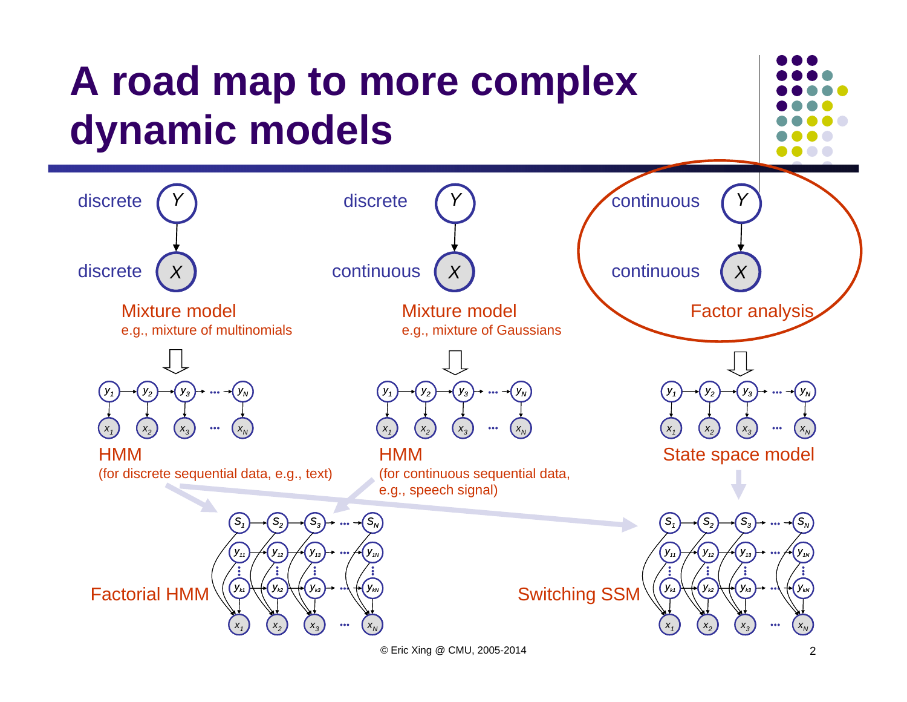# A road map to more complex dynamic models

discrete $Y$ → discrete $X$

**Mixture model**
e.g., mixture of multinomials

discrete $Y$ → continuous $X$

**Mixture model**
e.g., mixture of Gaussians

continuous $Y$ → continuous $X$

**Factor analysis**

$y_1 \rightarrow y_2 \rightarrow y_3 \rightarrow \cdots \rightarrow y_N$; $x_1, x_2, x_3, \ldots, x_N$

**HMM**
(for discrete sequential data, e.g., text)

$y_1 \rightarrow y_2 \rightarrow y_3 \rightarrow \cdots \rightarrow y_N$; $x_1, x_2, x_3, \ldots, x_N$

**HMM**
(for continuous sequential data, e.g., speech signal)

$y_1 \rightarrow y_2 \rightarrow y_3 \rightarrow \cdots \rightarrow y_N$; $x_1, x_2, x_3, \ldots, x_N$

**State space model**

$S_1, S_2, S_3, \ldots, S_N$; $y_{11}, y_{12}, y_{13}, \ldots, y_{1N}$; $y_{k1}, y_{k2}, y_{k3}, \ldots, y_{kN}$; $x_1, x_2, x_3, \ldots, x_N$

**Factorial HMM**

$S_1, S_2, S_3, \ldots, S_N$; $y_{11}, y_{12}, y_{13}, \ldots, y_{1N}$; $y_{k1}, y_{k2}, y_{k3}, \ldots, y_{kN}$; $x_1, x_2, x_3, \ldots, x_N$

**Switching SSM**

© Eric Xing @ CMU, 2005-2014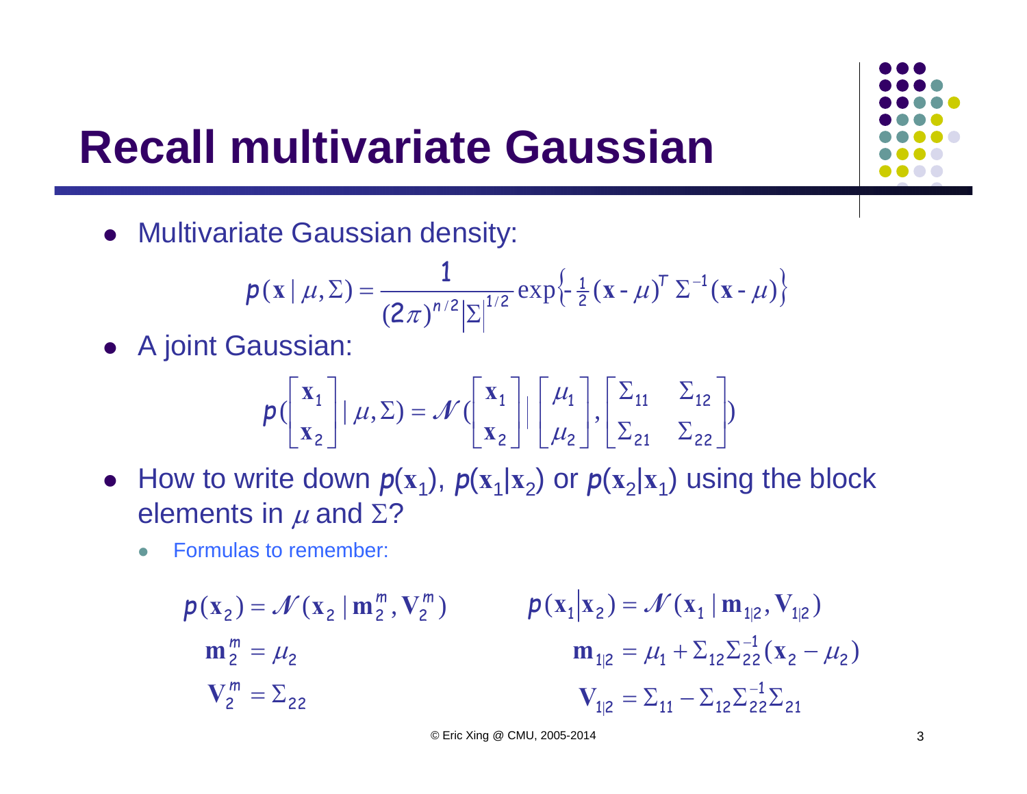# Recall multivariate Gaussian

- Multivariate Gaussian density:

$$p(\mathbf{x} \mid \mu, \Sigma) = \frac{1}{(2\pi)^{n/2} |\Sigma|^{1/2}} \exp\left\{-\tfrac{1}{2}(\mathbf{x} - \mu)^T \Sigma^{-1} (\mathbf{x} - \mu)\right\}$$

- A joint Gaussian:

$$p\left(\begin{bmatrix} \mathbf{x}_1 \\ \mathbf{x}_2 \end{bmatrix} \mid \mu, \Sigma\right) = \mathcal{N}\left(\begin{bmatrix} \mathbf{x}_1 \\ \mathbf{x}_2 \end{bmatrix} \mid \begin{bmatrix} \mu_1 \\ \mu_2 \end{bmatrix}, \begin{bmatrix} \Sigma_{11} & \Sigma_{12} \\ \Sigma_{21} & \Sigma_{22} \end{bmatrix}\right)$$

- How to write down $p(\mathbf{x}_1)$, $p(\mathbf{x}_1|\mathbf{x}_2)$ or $p(\mathbf{x}_2|\mathbf{x}_1)$ using the block elements in $\mu$ and $\Sigma$?
  - Formulas to remember:

$$p(\mathbf{x}_2) = \mathcal{N}(\mathbf{x}_2 \mid \mathbf{m}_2^m, \mathbf{V}_2^m)$$

$$\mathbf{m}_2^m = \mu_2$$

$$\mathbf{V}_2^m = \Sigma_{22}$$

$$p(\mathbf{x}_1 | \mathbf{x}_2) = \mathcal{N}(\mathbf{x}_1 \mid \mathbf{m}_{1|2}, \mathbf{V}_{1|2})$$

$$\mathbf{m}_{1|2} = \mu_1 + \Sigma_{12}\Sigma_{22}^{-1}(\mathbf{x}_2 - \mu_2)$$

$$\mathbf{V}_{1|2} = \Sigma_{11} - \Sigma_{12}\Sigma_{22}^{-1}\Sigma_{21}$$

© Eric Xing @ CMU, 2005-2014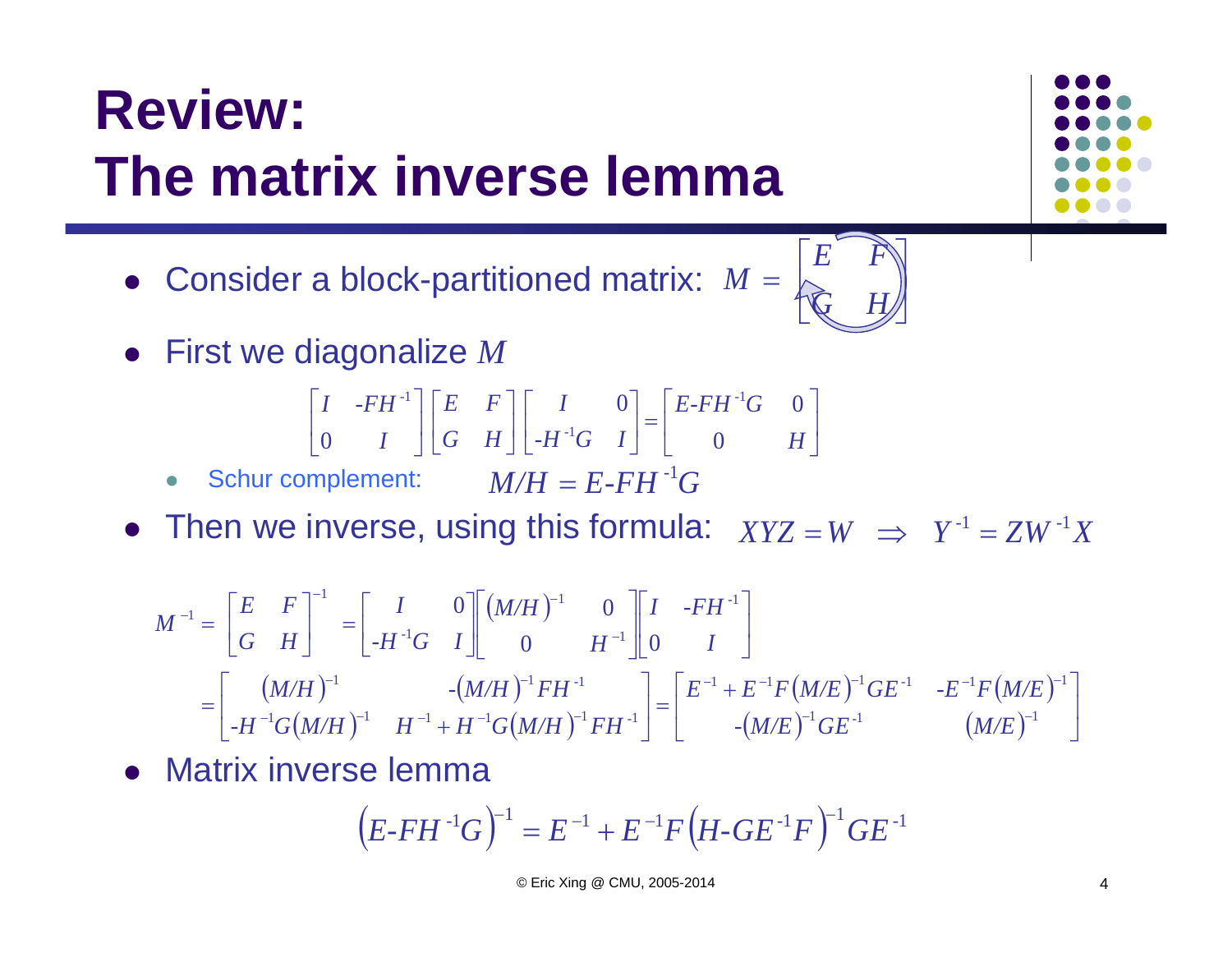# Review: The matrix inverse lemma

- Consider a block-partitioned matrix: $M = \begin{bmatrix} E & F \\ G & H \end{bmatrix}$

- First we diagonalize $M$

$$\begin{bmatrix} I & -FH^{-1} \\ 0 & I \end{bmatrix} \begin{bmatrix} E & F \\ G & H \end{bmatrix} \begin{bmatrix} I & 0 \\ -H^{-1}G & I \end{bmatrix} = \begin{bmatrix} E-FH^{-1}G & 0 \\ 0 & H \end{bmatrix}$$

  - Schur complement: $M/H = E-FH^{-1}G$

- Then we inverse, using this formula: $XYZ = W \;\Rightarrow\; Y^{-1} = ZW^{-1}X$

$$M^{-1} = \begin{bmatrix} E & F \\ G & H \end{bmatrix}^{-1} = \begin{bmatrix} I & 0 \\ -H^{-1}G & I \end{bmatrix} \begin{bmatrix} (M/H)^{-1} & 0 \\ 0 & H^{-1} \end{bmatrix} \begin{bmatrix} I & -FH^{-1} \\ 0 & I \end{bmatrix}$$

$$= \begin{bmatrix} (M/H)^{-1} & -(M/H)^{-1}FH^{-1} \\ -H^{-1}G(M/H)^{-1} & H^{-1} + H^{-1}G(M/H)^{-1}FH^{-1} \end{bmatrix} = \begin{bmatrix} E^{-1} + E^{-1}F(M/E)^{-1}GE^{-1} & -E^{-1}F(M/E)^{-1} \\ -(M/E)^{-1}GE^{-1} & (M/E)^{-1} \end{bmatrix}$$

- Matrix inverse lemma

$$\left(E-FH^{-1}G\right)^{-1} = E^{-1} + E^{-1}F\left(H-GE^{-1}F\right)^{-1}GE^{-1}$$

© Eric Xing @ CMU, 2005-2014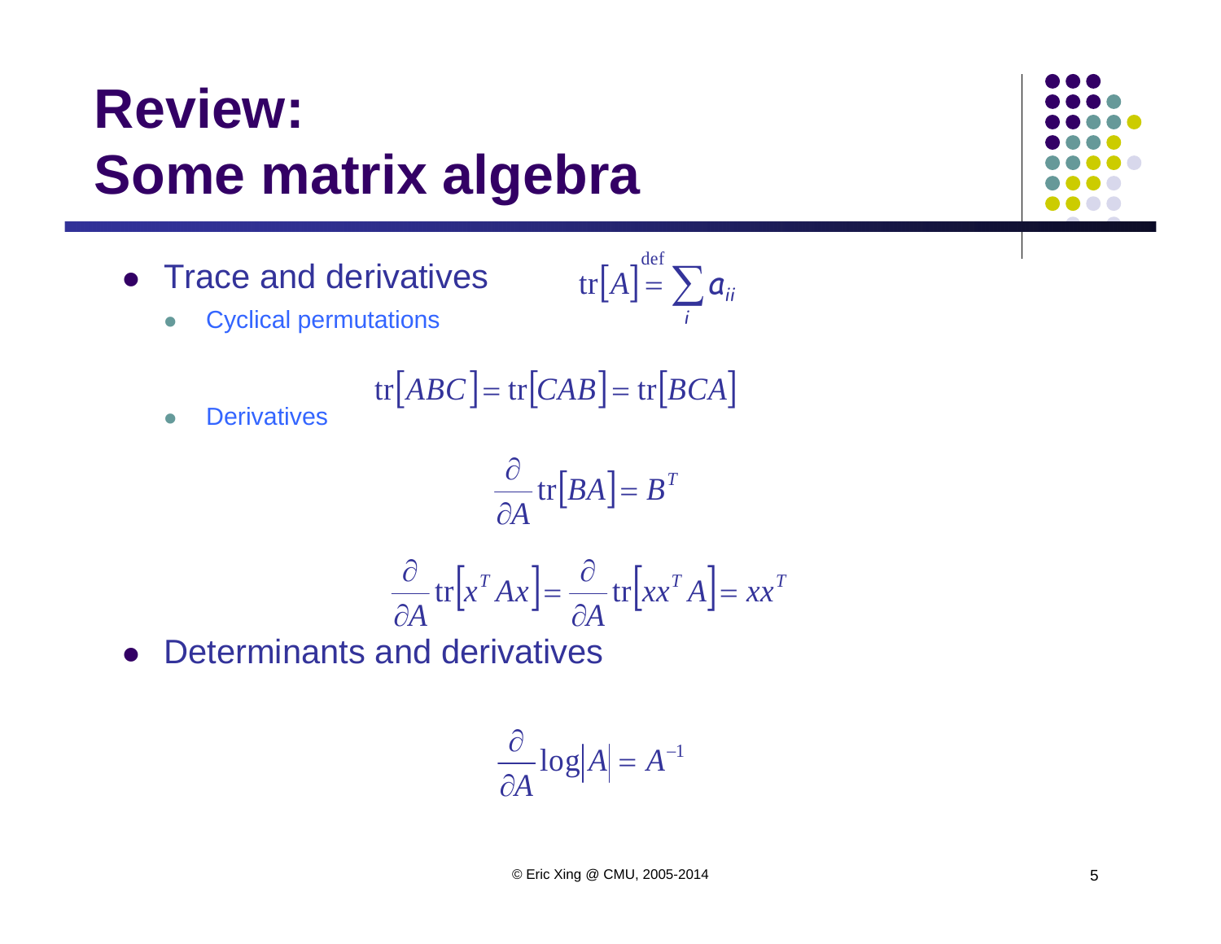# Review: Some matrix algebra

- Trace and derivatives

$$\mathrm{tr}[A] \stackrel{\mathrm{def}}{=} \sum_i a_{ii}$$

  - Cyclical permutations

$$\mathrm{tr}[ABC] = \mathrm{tr}[CAB] = \mathrm{tr}[BCA]$$

  - Derivatives

$$\frac{\partial}{\partial A} \mathrm{tr}[BA] = B^T$$

$$\frac{\partial}{\partial A} \mathrm{tr}[x^T A x] = \frac{\partial}{\partial A} \mathrm{tr}[x x^T A] = x x^T$$

- Determinants and derivatives

$$\frac{\partial}{\partial A} \log|A| = A^{-1}$$

© Eric Xing @ CMU, 2005-2014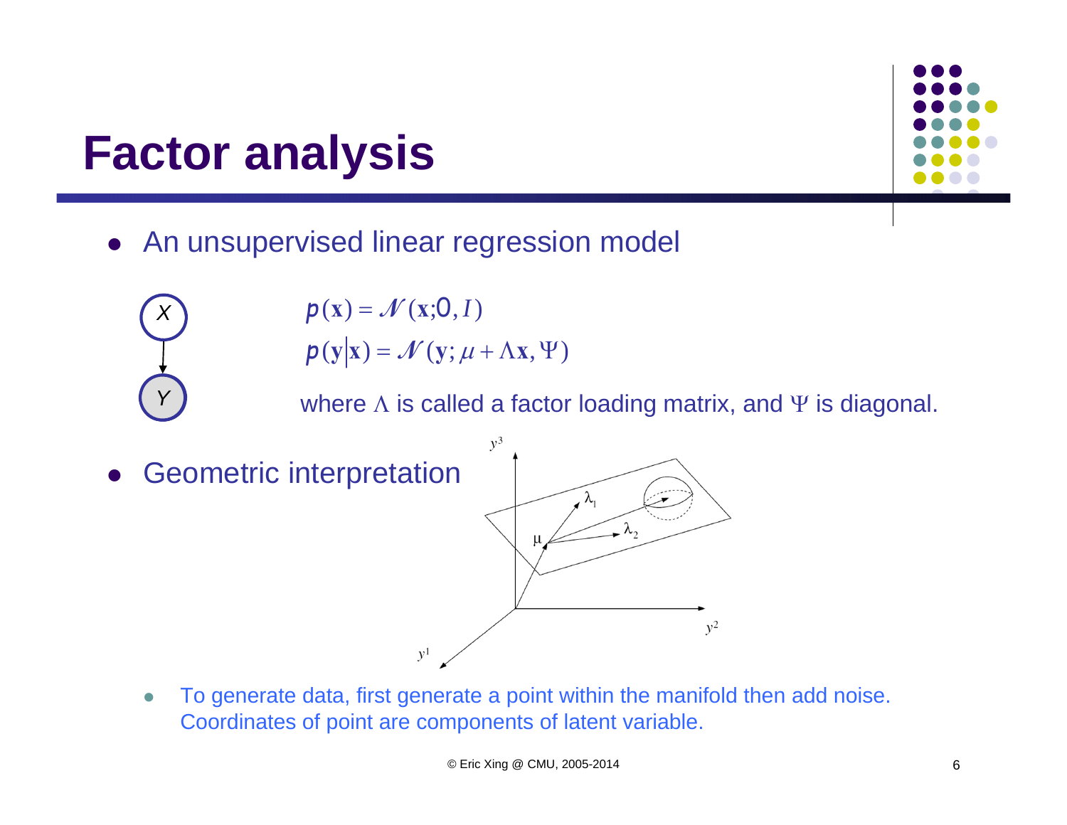# Factor analysis

- An unsupervised linear regression model

$$p(\mathbf{x}) = \mathcal{N}(\mathbf{x}; 0, I)$$
$$p(\mathbf{y}|\mathbf{x}) = \mathcal{N}(\mathbf{y}; \mu + \Lambda\mathbf{x}, \Psi)$$

where $\Lambda$ is called a factor loading matrix, and $\Psi$ is diagonal.

- Geometric interpretation
  - To generate data, first generate a point within the manifold then add noise. Coordinates of point are components of latent variable.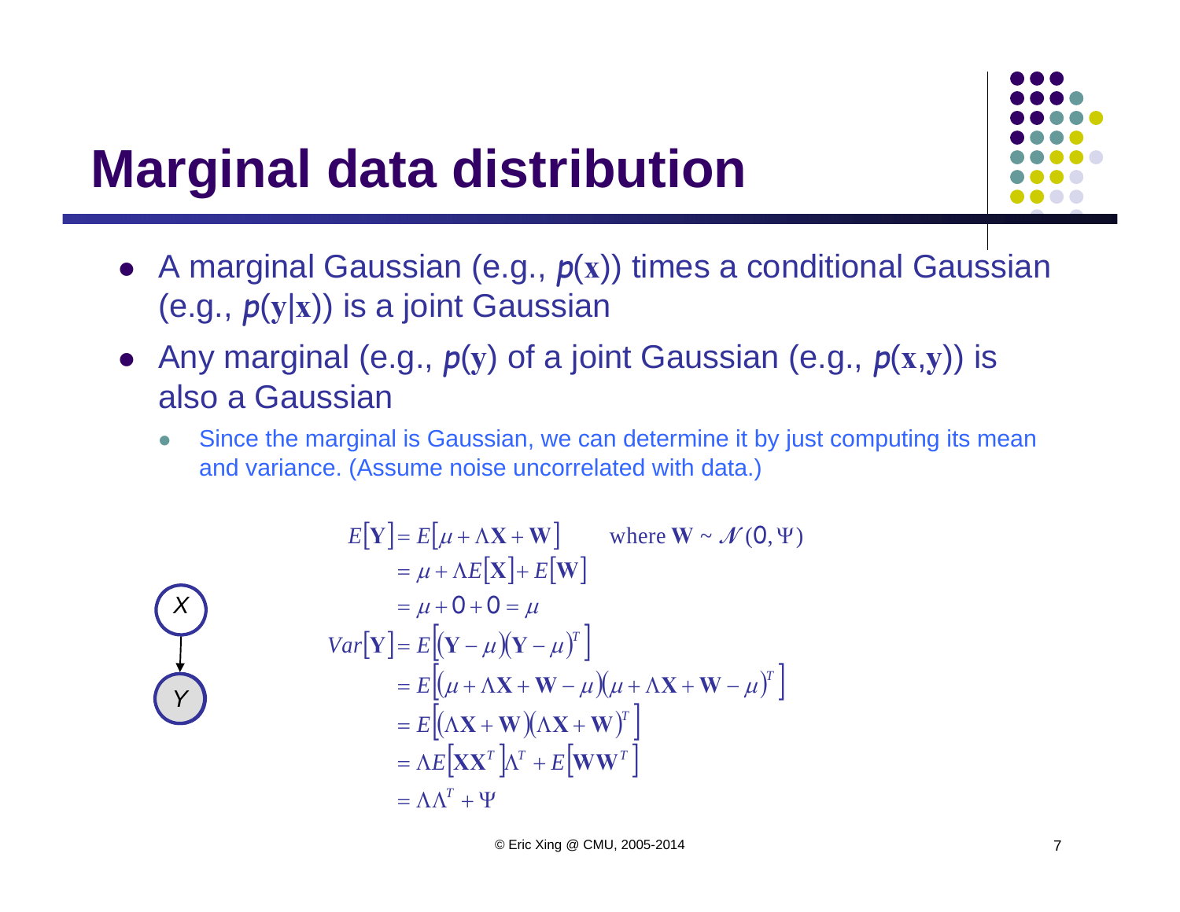# Marginal data distribution

- A marginal Gaussian (e.g., $p(\mathbf{x})$) times a conditional Gaussian (e.g., $p(\mathbf{y}|\mathbf{x})$) is a joint Gaussian
- Any marginal (e.g., $p(\mathbf{y})$) of a joint Gaussian (e.g., $p(\mathbf{x},\mathbf{y})$) is also a Gaussian
  - Since the marginal is Gaussian, we can determine it by just computing its mean and variance. (Assume noise uncorrelated with data.)

$$
\begin{aligned}
E[\mathbf{Y}] &= E[\mu + \Lambda \mathbf{X} + \mathbf{W}] \qquad \text{where } \mathbf{W} \sim \mathcal{N}(0, \Psi) \\
&= \mu + \Lambda E[\mathbf{X}] + E[\mathbf{W}] \\
&= \mu + 0 + 0 = \mu \\
Var[\mathbf{Y}] &= E\left[(\mathbf{Y} - \mu)(\mathbf{Y} - \mu)^T\right] \\
&= E\left[(\mu + \Lambda \mathbf{X} + \mathbf{W} - \mu)(\mu + \Lambda \mathbf{X} + \mathbf{W} - \mu)^T\right] \\
&= E\left[(\Lambda \mathbf{X} + \mathbf{W})(\Lambda \mathbf{X} + \mathbf{W})^T\right] \\
&= \Lambda E\left[\mathbf{X}\mathbf{X}^T\right]\Lambda^T + E\left[\mathbf{W}\mathbf{W}^T\right] \\
&= \Lambda \Lambda^T + \Psi
\end{aligned}
$$

© Eric Xing @ CMU, 2005-2014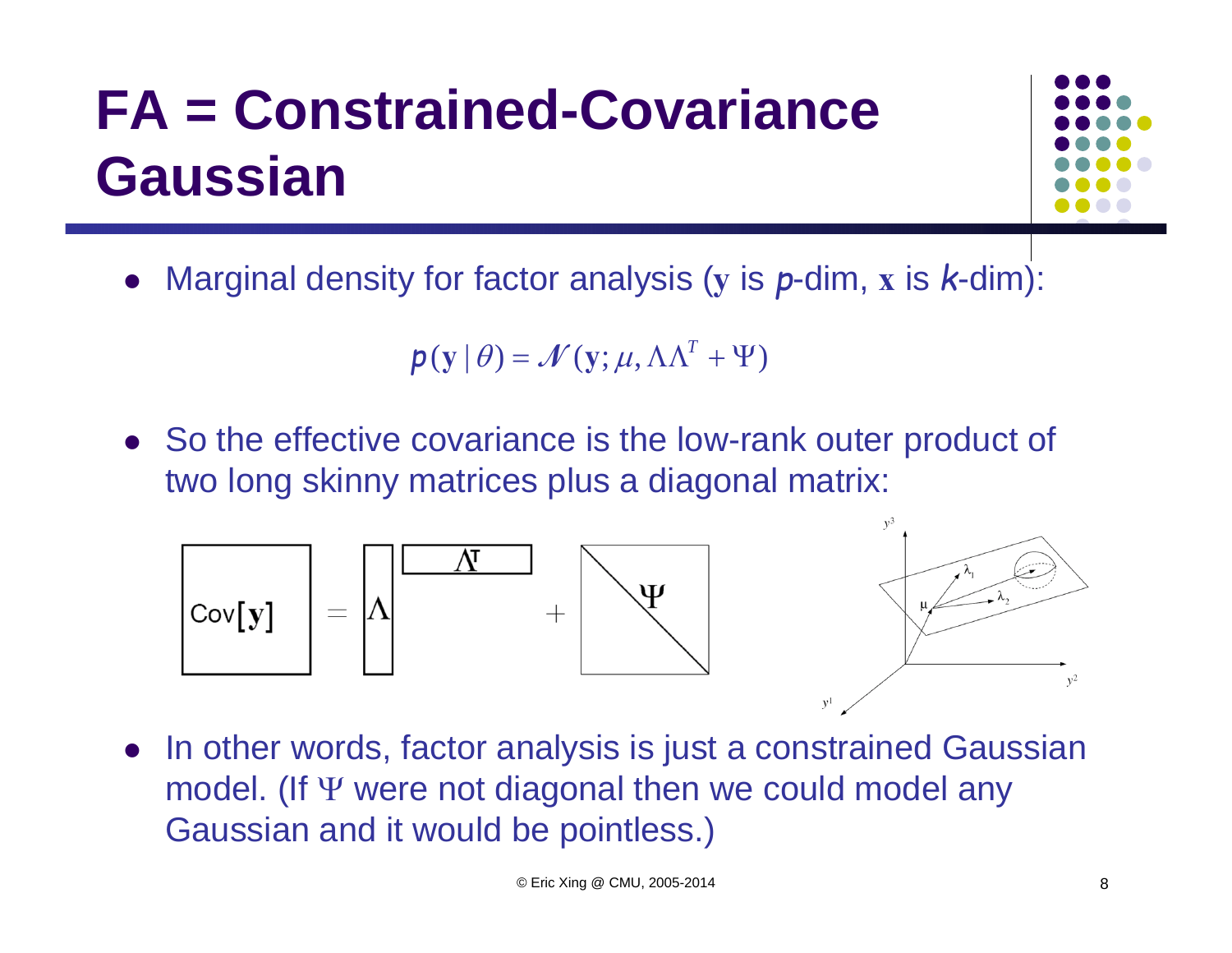# FA = Constrained-Covariance Gaussian

- Marginal density for factor analysis (**y** is *p*-dim, **x** is *k*-dim):

$$p(\mathbf{y} \mid \theta) = \mathcal{N}(\mathbf{y}; \mu, \Lambda\Lambda^T + \Psi)$$

- So the effective covariance is the low-rank outer product of two long skinny matrices plus a diagonal matrix:

$$\text{Cov}[\mathbf{y}] = \Lambda \Lambda^T + \Psi$$

- In other words, factor analysis is just a constrained Gaussian model. (If $\Psi$ were not diagonal then we could model any Gaussian and it would be pointless.)

© Eric Xing @ CMU, 2005-2014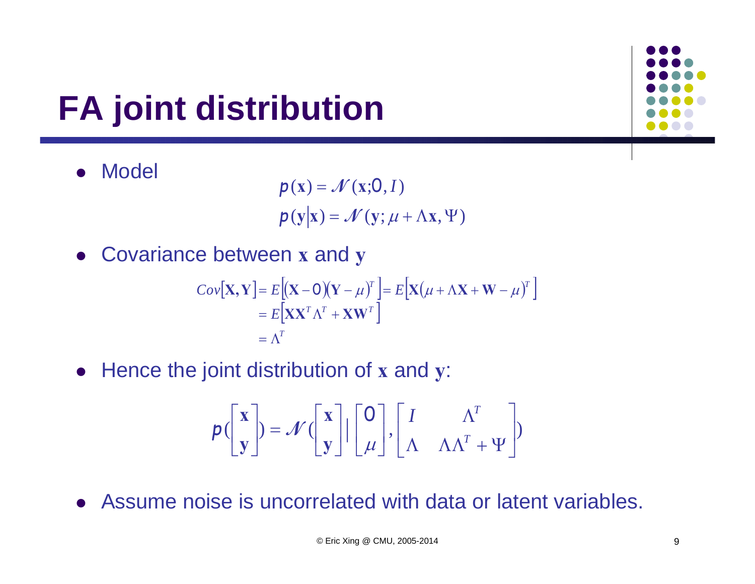# FA joint distribution

- Model

$$p(\mathbf{x}) = \mathcal{N}(\mathbf{x}; 0, I)$$
$$p(\mathbf{y}|\mathbf{x}) = \mathcal{N}(\mathbf{y}; \mu + \Lambda\mathbf{x}, \Psi)$$

- Covariance between $\mathbf{x}$ and $\mathbf{y}$

$$\begin{aligned} Cov[\mathbf{X},\mathbf{Y}] &= E\left[(\mathbf{X}-0)(\mathbf{Y}-\mu)^T\right] = E\left[\mathbf{X}(\mu + \Lambda\mathbf{X} + \mathbf{W} - \mu)^T\right] \\ &= E\left[\mathbf{X}\mathbf{X}^T\Lambda^T + \mathbf{X}\mathbf{W}^T\right] \\ &= \Lambda^T \end{aligned}$$

- Hence the joint distribution of $\mathbf{x}$ and $\mathbf{y}$:

$$p\left(\begin{bmatrix}\mathbf{x}\\ \mathbf{y}\end{bmatrix}\right) = \mathcal{N}\left(\begin{bmatrix}\mathbf{x}\\ \mathbf{y}\end{bmatrix} \middle| \begin{bmatrix}0\\ \mu\end{bmatrix}, \begin{bmatrix} I & \Lambda^T \\ \Lambda & \Lambda\Lambda^T + \Psi \end{bmatrix}\right)$$

- Assume noise is uncorrelated with data or latent variables.

© Eric Xing @ CMU, 2005-2014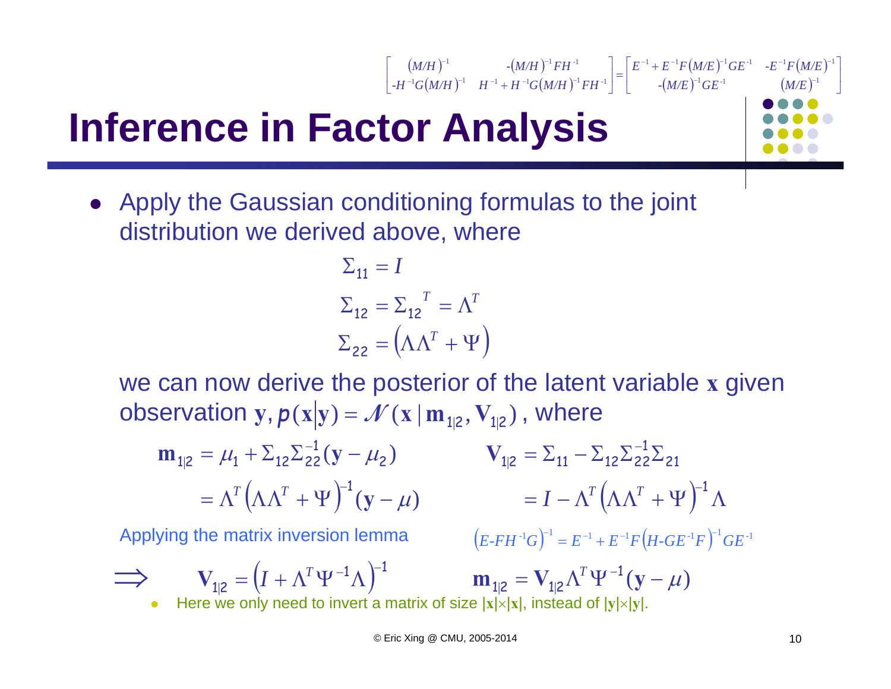$$\begin{bmatrix} (M/H)^{-1} & -(M/H)^{-1}FH^{-1} \\ -H^{-1}G(M/H)^{-1} & H^{-1}+H^{-1}G(M/H)^{-1}FH^{-1} \end{bmatrix} = \begin{bmatrix} E^{-1}+E^{-1}F(M/E)^{-1}GE^{-1} & -E^{-1}F(M/E)^{-1} \\ -(M/E)^{-1}GE^{-1} & (M/E)^{-1} \end{bmatrix}$$

# Inference in Factor Analysis

- Apply the Gaussian conditioning formulas to the joint distribution we derived above, where

$$\Sigma_{11} = I$$
$$\Sigma_{12} = \Sigma_{12}{}^{T} = \Lambda^T$$
$$\Sigma_{22} = \left(\Lambda\Lambda^T + \Psi\right)$$

we can now derive the posterior of the latent variable $\mathbf{x}$ given observation $\mathbf{y}$, $p(\mathbf{x}|\mathbf{y}) = \mathcal{N}(\mathbf{x} \mid \mathbf{m}_{1|2}, \mathbf{V}_{1|2})$, where

$$\mathbf{m}_{1|2} = \mu_1 + \Sigma_{12}\Sigma_{22}^{-1}(\mathbf{y} - \mu_2) = \Lambda^T\left(\Lambda\Lambda^T + \Psi\right)^{-1}(\mathbf{y} - \mu)$$

$$\mathbf{V}_{1|2} = \Sigma_{11} - \Sigma_{12}\Sigma_{22}^{-1}\Sigma_{21} = I - \Lambda^T\left(\Lambda\Lambda^T + \Psi\right)^{-1}\Lambda$$

Applying the matrix inversion lemma $\left(E\text{-}FH^{-1}G\right)^{-1} = E^{-1} + E^{-1}F\left(H\text{-}GE^{-1}F\right)^{-1}GE^{-1}$

$$\Longrightarrow \quad \mathbf{V}_{1|2} = \left(I + \Lambda^T\Psi^{-1}\Lambda\right)^{-1} \qquad \mathbf{m}_{1|2} = \mathbf{V}_{1|2}\Lambda^T\Psi^{-1}(\mathbf{y} - \mu)$$

- Here we only need to invert a matrix of size $|\mathbf{x}|\times|\mathbf{x}|$, instead of $|\mathbf{y}|\times|\mathbf{y}|$.

© Eric Xing @ CMU, 2005-2014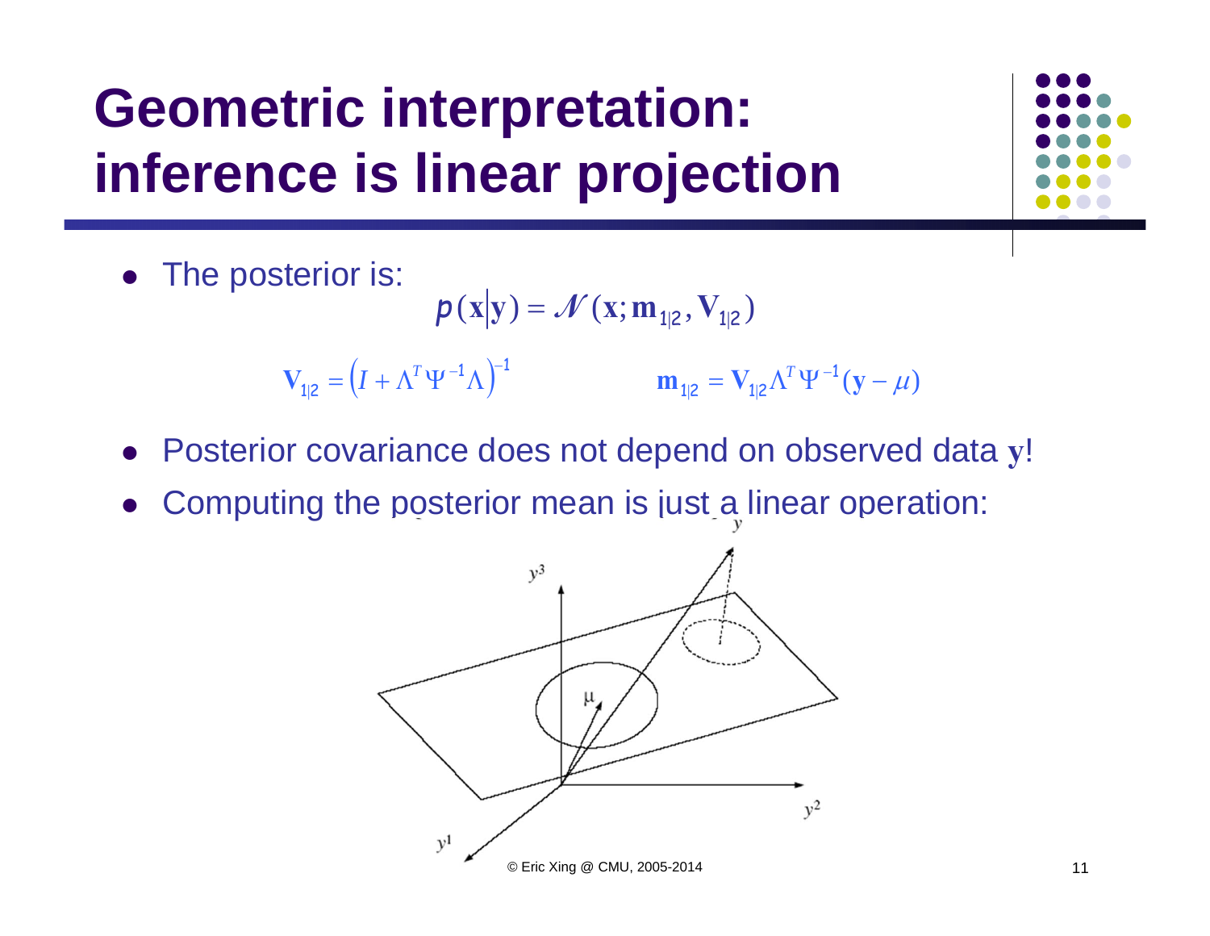# Geometric interpretation: inference is linear projection

- The posterior is:

$$p(\mathbf{x}|\mathbf{y}) = \mathcal{N}(\mathbf{x}; \mathbf{m}_{1|2}, \mathbf{V}_{1|2})$$

$$\mathbf{V}_{1|2} = \left(I + \Lambda^T \Psi^{-1} \Lambda\right)^{-1} \qquad \mathbf{m}_{1|2} = \mathbf{V}_{1|2} \Lambda^T \Psi^{-1} (\mathbf{y} - \mu)$$

- Posterior covariance does not depend on observed data $\mathbf{y}$!
- Computing the posterior mean is just a linear operation: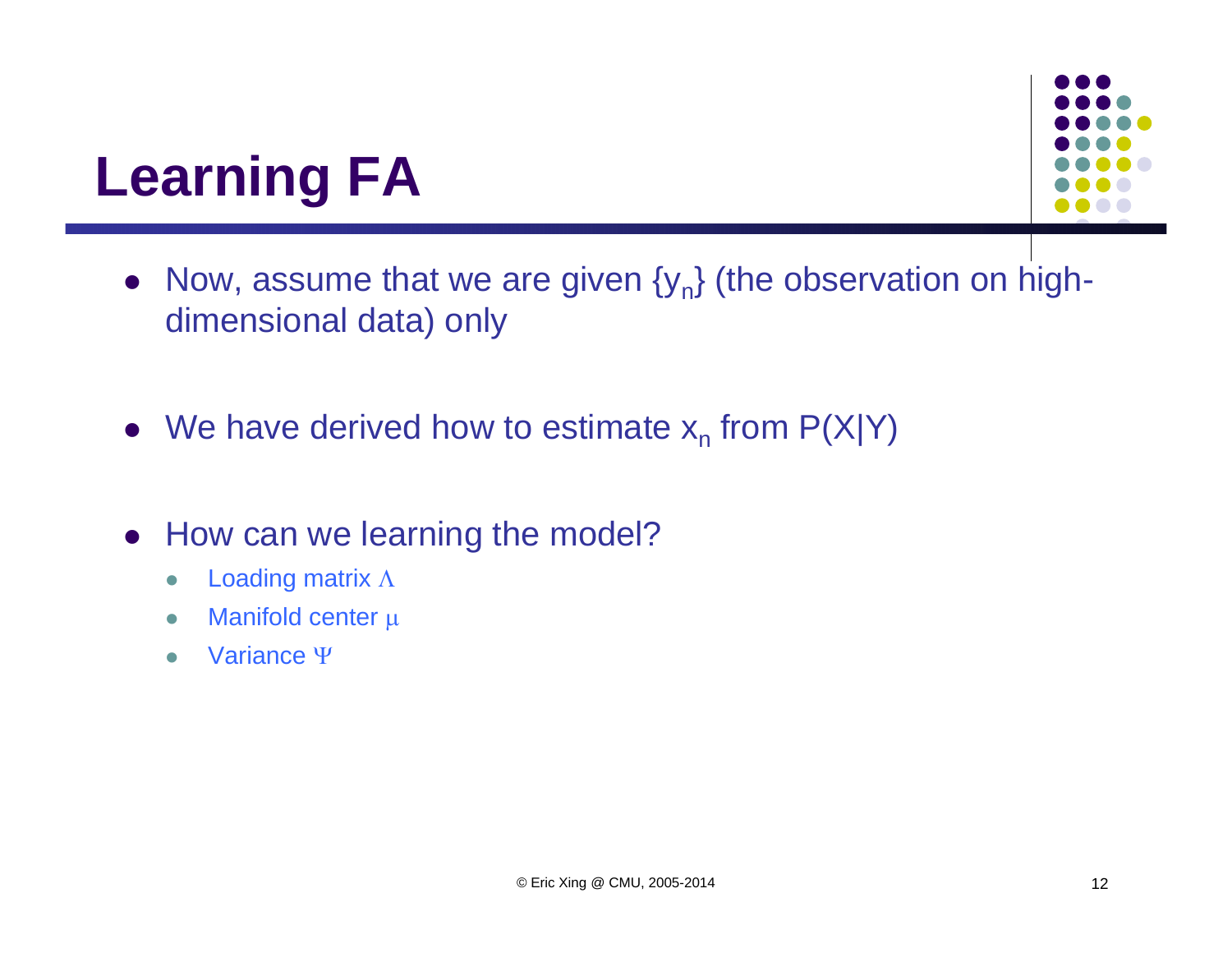# Learning FA

- Now, assume that we are given $\{y_n\}$ (the observation on high-dimensional data) only
- We have derived how to estimate $x_n$ from P(X|Y)
- How can we learning the model?
  - Loading matrix $\Lambda$
  - Manifold center $\mu$
  - Variance $\Psi$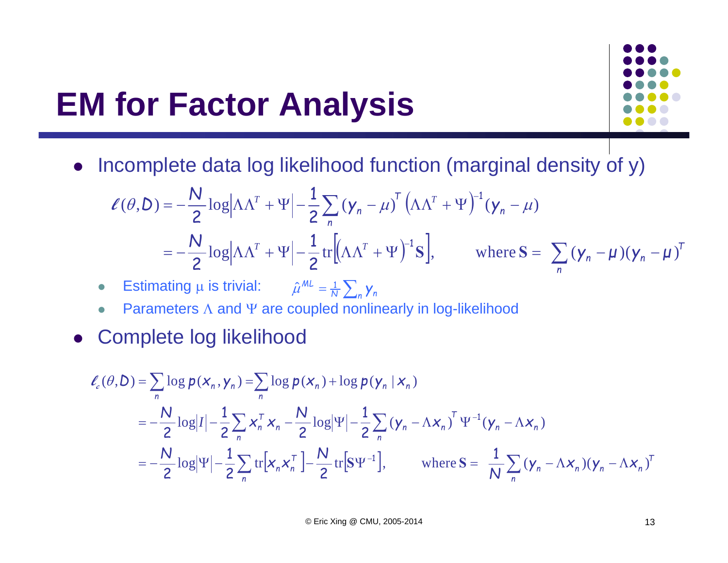# EM for Factor Analysis

- Incomplete data log likelihood function (marginal density of y)

$$\ell(\theta, D) = -\frac{N}{2}\log\left|\Lambda\Lambda^T + \Psi\right| - \frac{1}{2}\sum_n (y_n - \mu)^T \left(\Lambda\Lambda^T + \Psi\right)^{-1}(y_n - \mu)$$

$$= -\frac{N}{2}\log\left|\Lambda\Lambda^T + \Psi\right| - \frac{1}{2}\operatorname{tr}\left[\left(\Lambda\Lambda^T + \Psi\right)^{-1}\mathbf{S}\right], \qquad \text{where } \mathbf{S} = \sum_n (y_n - \mu)(y_n - \mu)^T$$

  - Estimating $\mu$ is trivial: $\hat{\mu}^{ML} = \frac{1}{N}\sum_n y_n$
  - Parameters $\Lambda$ and $\Psi$ are coupled nonlinearly in log-likelihood

- Complete log likelihood

$$\ell_c(\theta, D) = \sum_n \log p(x_n, y_n) = \sum_n \log p(x_n) + \log p(y_n \mid x_n)$$

$$= -\frac{N}{2}\log|I| - \frac{1}{2}\sum_n x_n^T x_n - \frac{N}{2}\log|\Psi| - \frac{1}{2}\sum_n (y_n - \Lambda x_n)^T \Psi^{-1}(y_n - \Lambda x_n)$$

$$= -\frac{N}{2}\log|\Psi| - \frac{1}{2}\sum_n \operatorname{tr}\left[x_n x_n^T\right] - \frac{N}{2}\operatorname{tr}\left[\mathbf{S}\Psi^{-1}\right], \qquad \text{where } \mathbf{S} = \frac{1}{N}\sum_n (y_n - \Lambda x_n)(y_n - \Lambda x_n)^T$$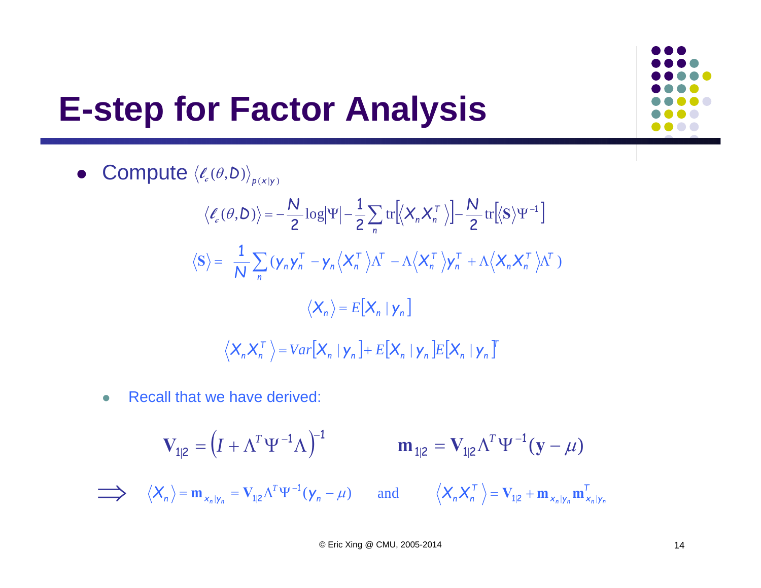# E-step for Factor Analysis

- Compute $\langle \ell_c(\theta, D) \rangle_{p(x|y)}$

$$\langle \ell_c(\theta, D) \rangle = -\frac{N}{2}\log|\Psi| - \frac{1}{2}\sum_n \mathrm{tr}\left[\langle X_n X_n^T \rangle\right] - \frac{N}{2}\mathrm{tr}\left[\langle \mathbf{S} \rangle \Psi^{-1}\right]$$

$$\langle \mathbf{S} \rangle = \frac{1}{N}\sum_n (y_n y_n^T - y_n \langle X_n^T \rangle \Lambda^T - \Lambda \langle X_n^T \rangle y_n^T + \Lambda \langle X_n X_n^T \rangle \Lambda^T)$$

$$\langle X_n \rangle = E[X_n \mid y_n]$$

$$\langle X_n X_n^T \rangle = Var[X_n \mid y_n] + E[X_n \mid y_n] E[X_n \mid y_n]^T$$

- Recall that we have derived:

$$\mathbf{V}_{1|2} = \left(I + \Lambda^T \Psi^{-1} \Lambda\right)^{-1} \qquad \mathbf{m}_{1|2} = \mathbf{V}_{1|2} \Lambda^T \Psi^{-1} (\mathbf{y} - \mu)$$

$$\Longrightarrow \quad \langle X_n \rangle = \mathbf{m}_{x_n|y_n} = \mathbf{V}_{1|2} \Lambda^T \Psi^{-1} (y_n - \mu) \qquad \text{and} \qquad \langle X_n X_n^T \rangle = \mathbf{V}_{1|2} + \mathbf{m}_{x_n|y_n} \mathbf{m}_{x_n|y_n}^T$$

© Eric Xing @ CMU, 2005-2014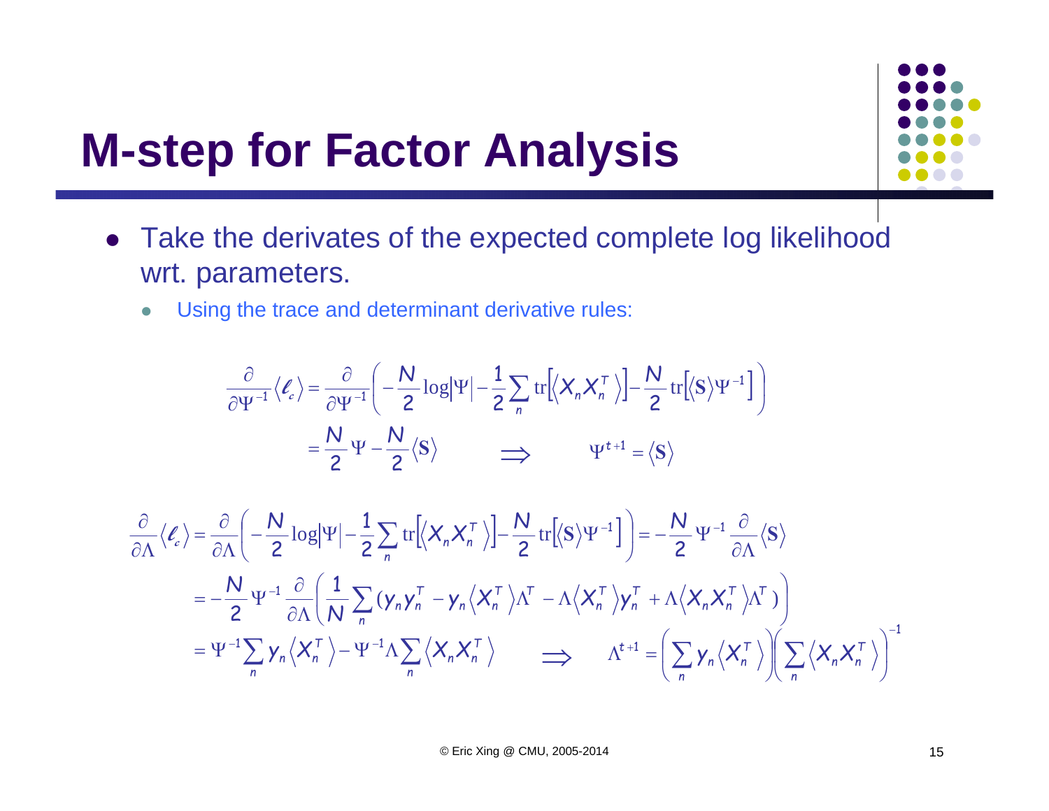# M-step for Factor Analysis

- Take the derivates of the expected complete log likelihood wrt. parameters.
  - Using the trace and determinant derivative rules:

$$
\frac{\partial}{\partial \Psi^{-1}} \langle \ell_c \rangle = \frac{\partial}{\partial \Psi^{-1}} \left( -\frac{N}{2} \log|\Psi| - \frac{1}{2} \sum_n \mathrm{tr}\left[ \langle X_n X_n^T \rangle \right] - \frac{N}{2} \mathrm{tr}\left[ \langle \mathbf{S} \rangle \Psi^{-1} \right] \right)
$$

$$
= \frac{N}{2} \Psi - \frac{N}{2} \langle \mathbf{S} \rangle \qquad \Longrightarrow \qquad \Psi^{t+1} = \langle \mathbf{S} \rangle
$$

$$
\frac{\partial}{\partial \Lambda} \langle \ell_c \rangle = \frac{\partial}{\partial \Lambda} \left( -\frac{N}{2} \log|\Psi| - \frac{1}{2} \sum_n \mathrm{tr}\left[ \langle X_n X_n^T \rangle \right] - \frac{N}{2} \mathrm{tr}\left[ \langle \mathbf{S} \rangle \Psi^{-1} \right] \right) = -\frac{N}{2} \Psi^{-1} \frac{\partial}{\partial \Lambda} \langle \mathbf{S} \rangle
$$

$$
= -\frac{N}{2} \Psi^{-1} \frac{\partial}{\partial \Lambda} \left( \frac{1}{N} \sum_n ( y_n y_n^T - y_n \langle X_n^T \rangle \Lambda^T - \Lambda \langle X_n^T \rangle y_n^T + \Lambda \langle X_n X_n^T \rangle \Lambda^T ) \right)
$$

$$
= \Psi^{-1} \sum_n y_n \langle X_n^T \rangle - \Psi^{-1} \Lambda \sum_n \langle X_n X_n^T \rangle \qquad \Longrightarrow \qquad \Lambda^{t+1} = \left( \sum_n y_n \langle X_n^T \rangle \right) \left( \sum_n \langle X_n X_n^T \rangle \right)^{-1}
$$

© Eric Xing @ CMU, 2005-2014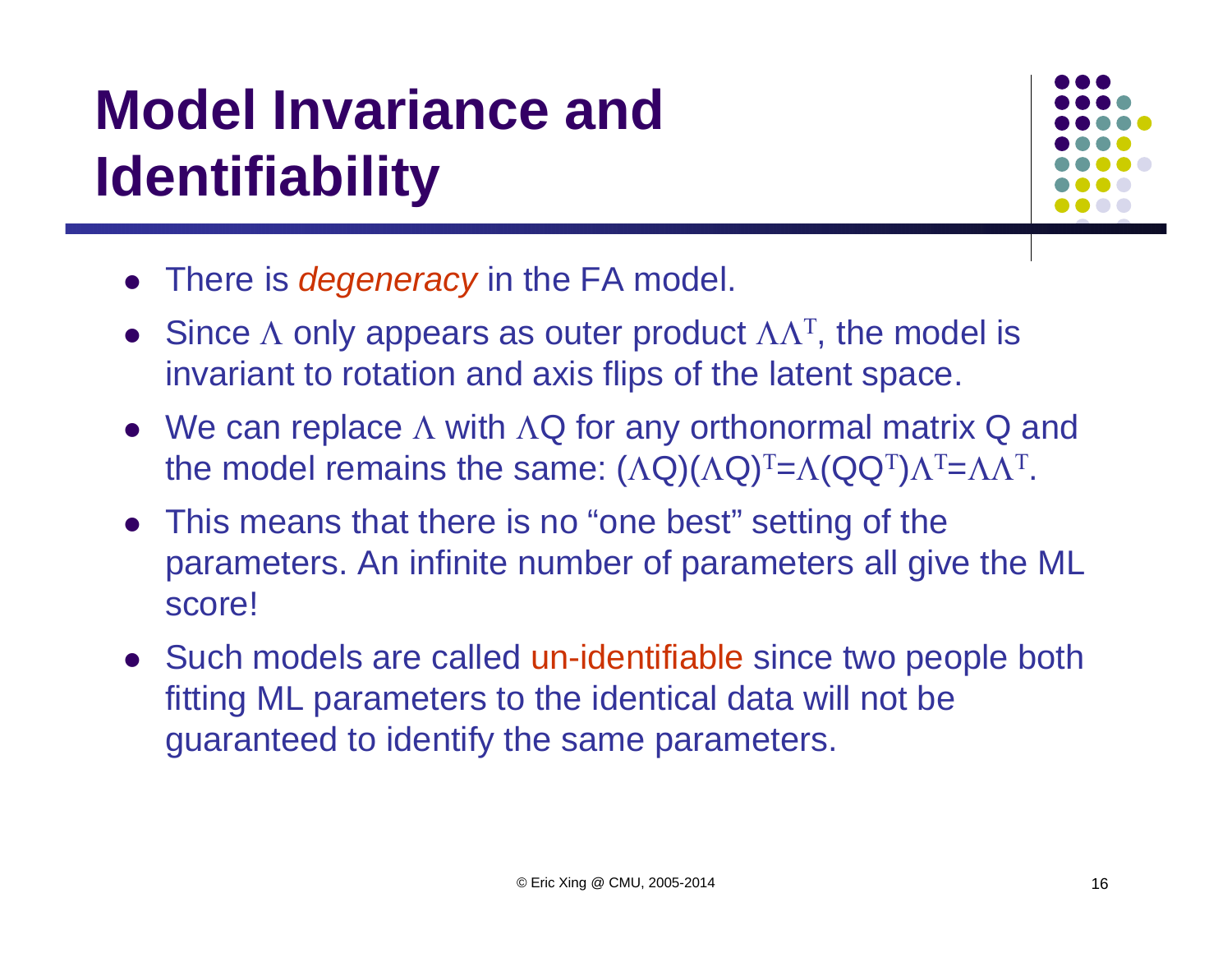# Model Invariance and Identifiability

- There is *degeneracy* in the FA model.
- Since $\Lambda$ only appears as outer product $\Lambda\Lambda^T$, the model is invariant to rotation and axis flips of the latent space.
- We can replace $\Lambda$ with $\Lambda Q$ for any orthonormal matrix Q and the model remains the same: $(\Lambda Q)(\Lambda Q)^T=\Lambda(QQ^T)\Lambda^T=\Lambda\Lambda^T$.
- This means that there is no "one best" setting of the parameters. An infinite number of parameters all give the ML score!
- Such models are called un-identifiable since two people both fitting ML parameters to the identical data will not be guaranteed to identify the same parameters.

© Eric Xing @ CMU, 2005-2014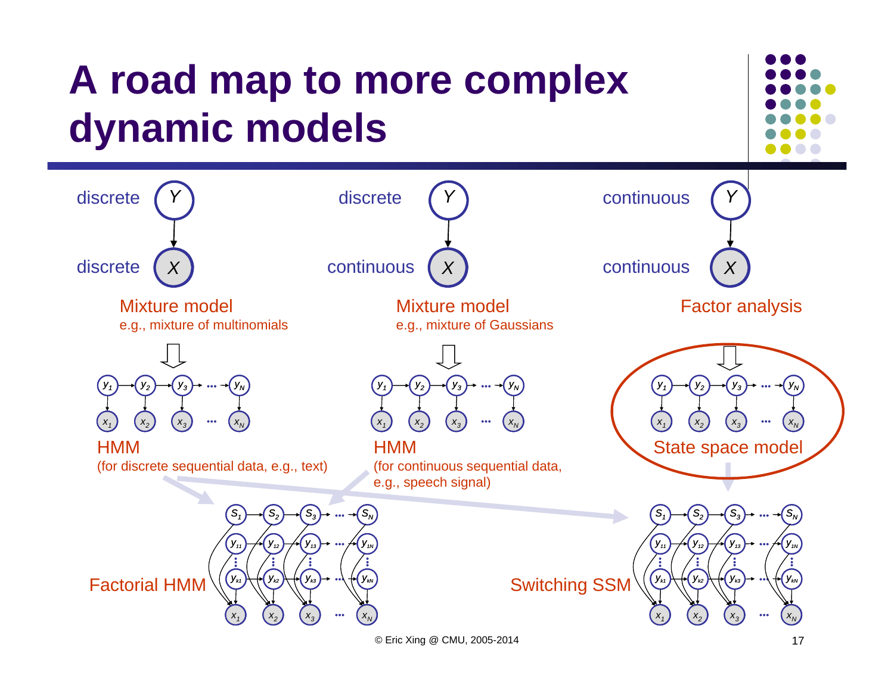# A road map to more complex dynamic models

discrete $Y$ → discrete $X$

**Mixture model**
e.g., mixture of multinomials

discrete $Y$ → continuous $X$

**Mixture model**
e.g., mixture of Gaussians

continuous $Y$ → continuous $X$

**Factor analysis**

$y_1 \rightarrow y_2 \rightarrow y_3 \rightarrow \cdots \rightarrow y_N$; $x_1, x_2, x_3, \ldots, x_N$

**HMM**
(for discrete sequential data, e.g., text)

$y_1 \rightarrow y_2 \rightarrow y_3 \rightarrow \cdots \rightarrow y_N$; $x_1, x_2, x_3, \ldots, x_N$

**HMM**
(for continuous sequential data, e.g., speech signal)

$y_1 \rightarrow y_2 \rightarrow y_3 \rightarrow \cdots \rightarrow y_N$; $x_1, x_2, x_3, \ldots, x_N$

**State space model**

**Factorial HMM**

$S_1, S_2, S_3, \ldots, S_N$; $y_{11}, y_{12}, y_{13}, \ldots, y_{1N}$; $y_{k1}, y_{k2}, y_{k3}, \ldots, y_{kN}$; $x_1, x_2, x_3, \ldots, x_N$

**Switching SSM**

$S_1, S_2, S_3, \ldots, S_N$; $y_{11}, y_{12}, y_{13}, \ldots, y_{1N}$; $y_{k1}, y_{k2}, y_{k3}, \ldots, y_{kN}$; $x_1, x_2, x_3, \ldots, x_N$

© Eric Xing @ CMU, 2005-2014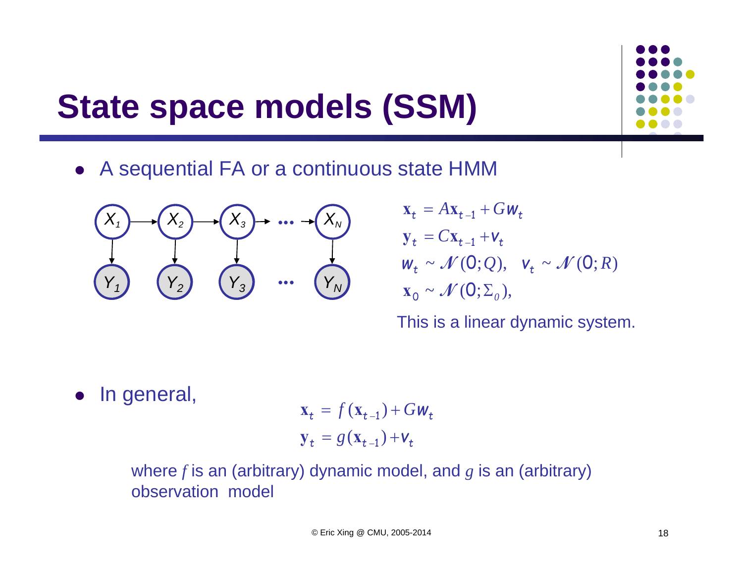# State space models (SSM)

- A sequential FA or a continuous state HMM

$$
\begin{aligned}
\mathbf{x}_t &= A\mathbf{x}_{t-1} + G w_t \\
\mathbf{y}_t &= C\mathbf{x}_{t-1} + v_t \\
w_t &\sim \mathcal{N}(0; Q), \quad v_t \sim \mathcal{N}(0; R) \\
\mathbf{x}_0 &\sim \mathcal{N}(0; \Sigma_0),
\end{aligned}
$$

This is a linear dynamic system.

- In general,

$$
\begin{aligned}
\mathbf{x}_t &= f(\mathbf{x}_{t-1}) + G w_t \\
\mathbf{y}_t &= g(\mathbf{x}_{t-1}) + v_t
\end{aligned}
$$

where $f$ is an (arbitrary) dynamic model, and $g$ is an (arbitrary) observation model

© Eric Xing @ CMU, 2005-2014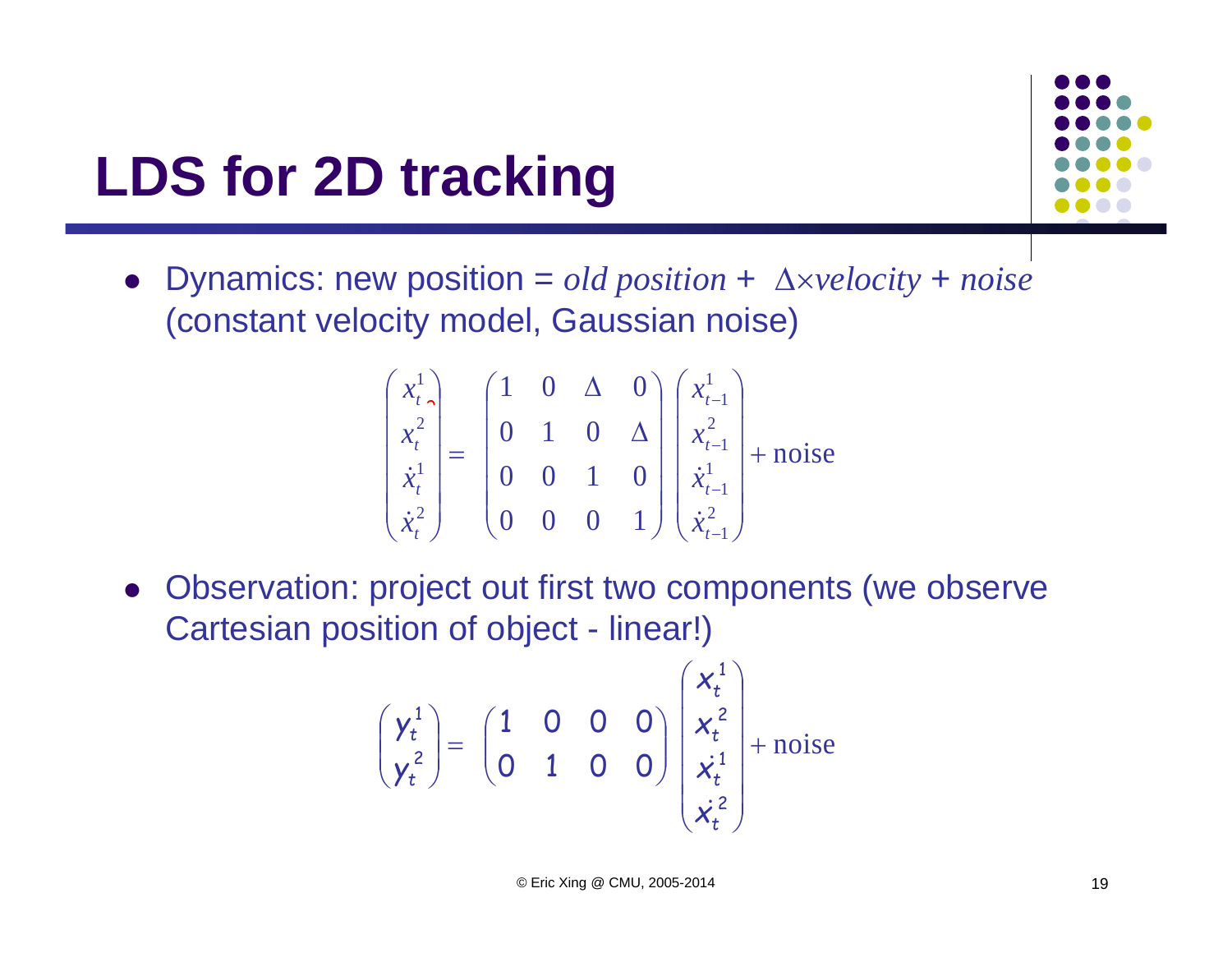# LDS for 2D tracking

- Dynamics: new position = *old position* + $\Delta \times$*velocity* + *noise* (constant velocity model, Gaussian noise)

$$
\begin{pmatrix} x_t^1 \\ x_t^2 \\ \dot{x}_t^1 \\ \dot{x}_t^2 \end{pmatrix} = \begin{pmatrix} 1 & 0 & \Delta & 0 \\ 0 & 1 & 0 & \Delta \\ 0 & 0 & 1 & 0 \\ 0 & 0 & 0 & 1 \end{pmatrix} \begin{pmatrix} x_{t-1}^1 \\ x_{t-1}^2 \\ \dot{x}_{t-1}^1 \\ \dot{x}_{t-1}^2 \end{pmatrix} + \text{noise}
$$

- Observation: project out first two components (we observe Cartesian position of object - linear!)

$$
\begin{pmatrix} y_t^1 \\ y_t^2 \end{pmatrix} = \begin{pmatrix} 1 & 0 & 0 & 0 \\ 0 & 1 & 0 & 0 \end{pmatrix} \begin{pmatrix} x_t^1 \\ x_t^2 \\ \dot{x}_t^1 \\ \dot{x}_t^2 \end{pmatrix} + \text{noise}
$$

© Eric Xing @ CMU, 2005-2014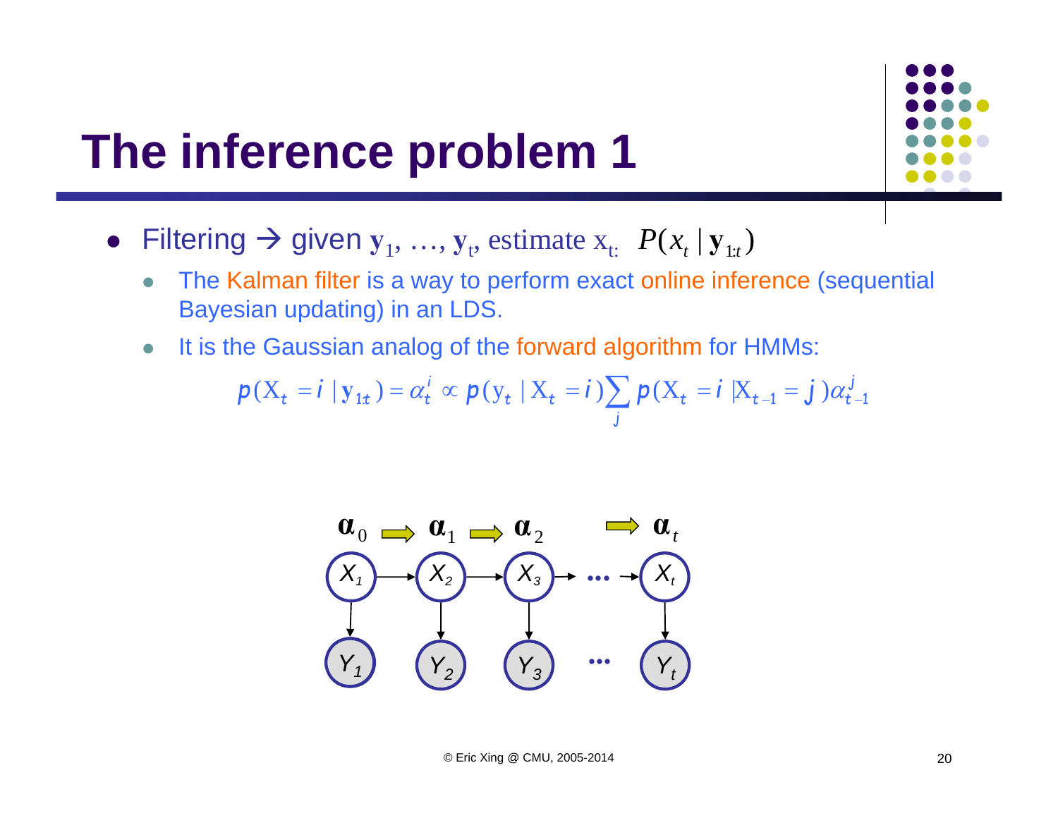# The inference problem 1

- Filtering → given $\mathbf{y}_1, \ldots, \mathbf{y}_t$, estimate $x_t$: $P(x_t \mid \mathbf{y}_{1:t})$
  - The Kalman filter is a way to perform exact online inference (sequential Bayesian updating) in an LDS.
  - It is the Gaussian analog of the forward algorithm for HMMs:

$$p(X_t = i \mid \mathbf{y}_{1:t}) = \alpha_t^i \propto p(y_t \mid X_t = i) \sum_j p(X_t = i \mid X_{t-1} = j)\, \alpha_{t-1}^j$$

© Eric Xing @ CMU, 2005-2014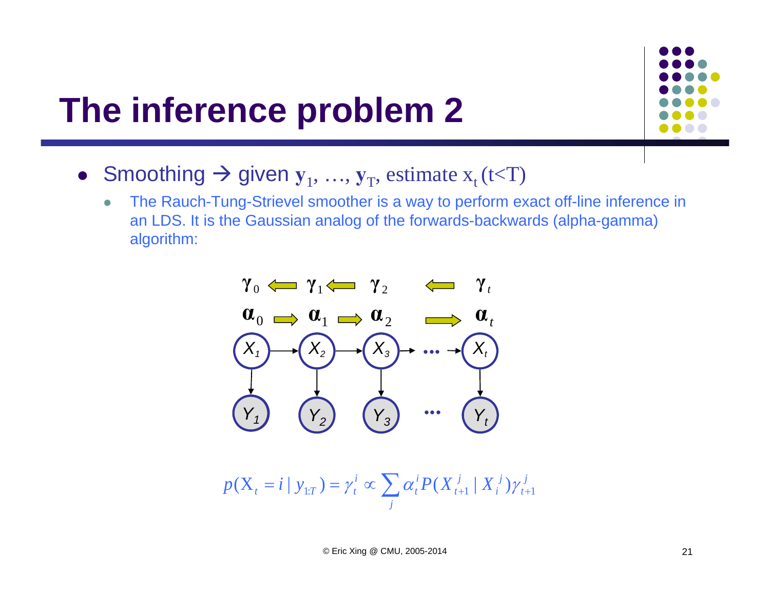# The inference problem 2

- Smoothing → given $\mathbf{y}_1, \ldots, \mathbf{y}_T$, estimate $x_t$ (t<T)
  - The Rauch-Tung-Strievel smoother is a way to perform exact off-line inference in an LDS. It is the Gaussian analog of the forwards-backwards (alpha-gamma) algorithm:

$$p(X_t = i \mid y_{1:T}) = \gamma_t^i \propto \sum_j \alpha_t^i P(X_{t+1}^j \mid X_i^j) \gamma_{t+1}^j$$

© Eric Xing @ CMU, 2005-2014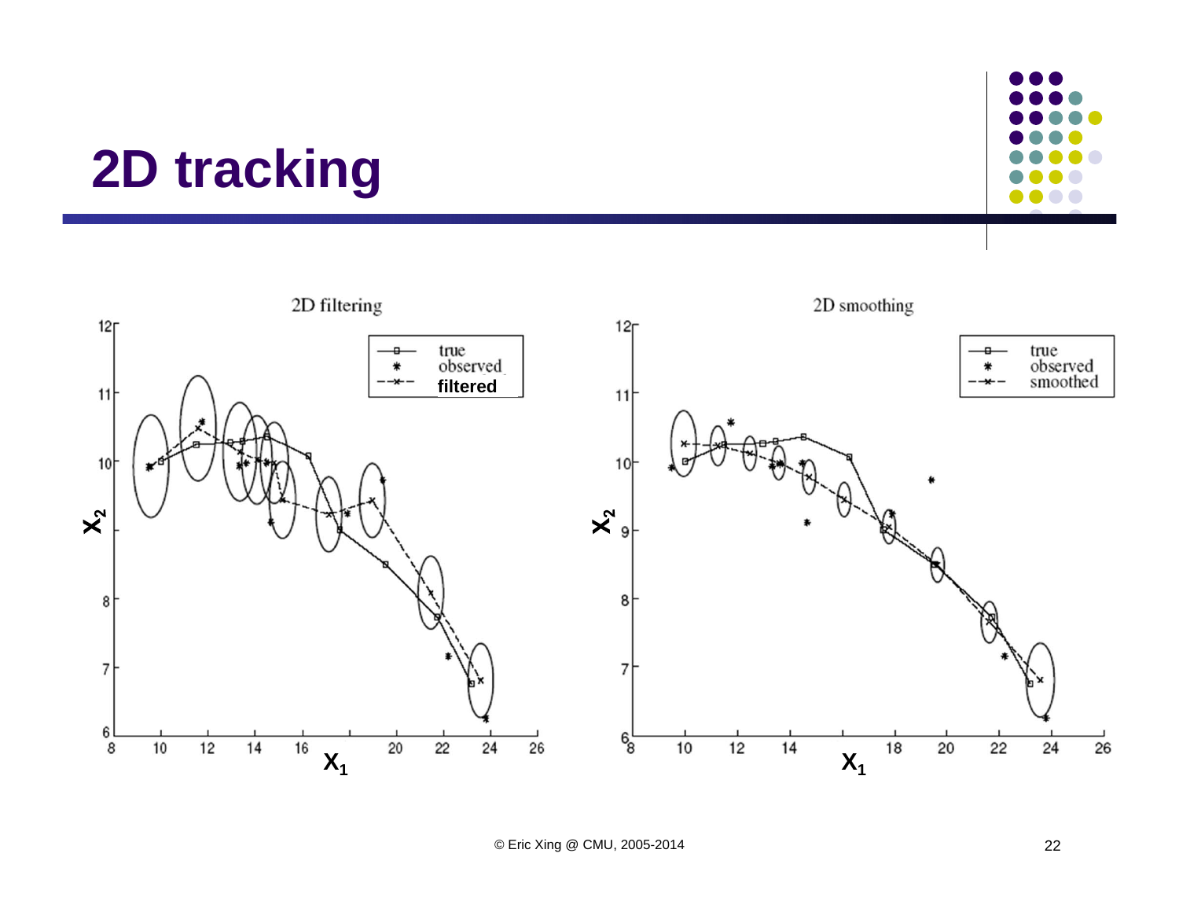# 2D tracking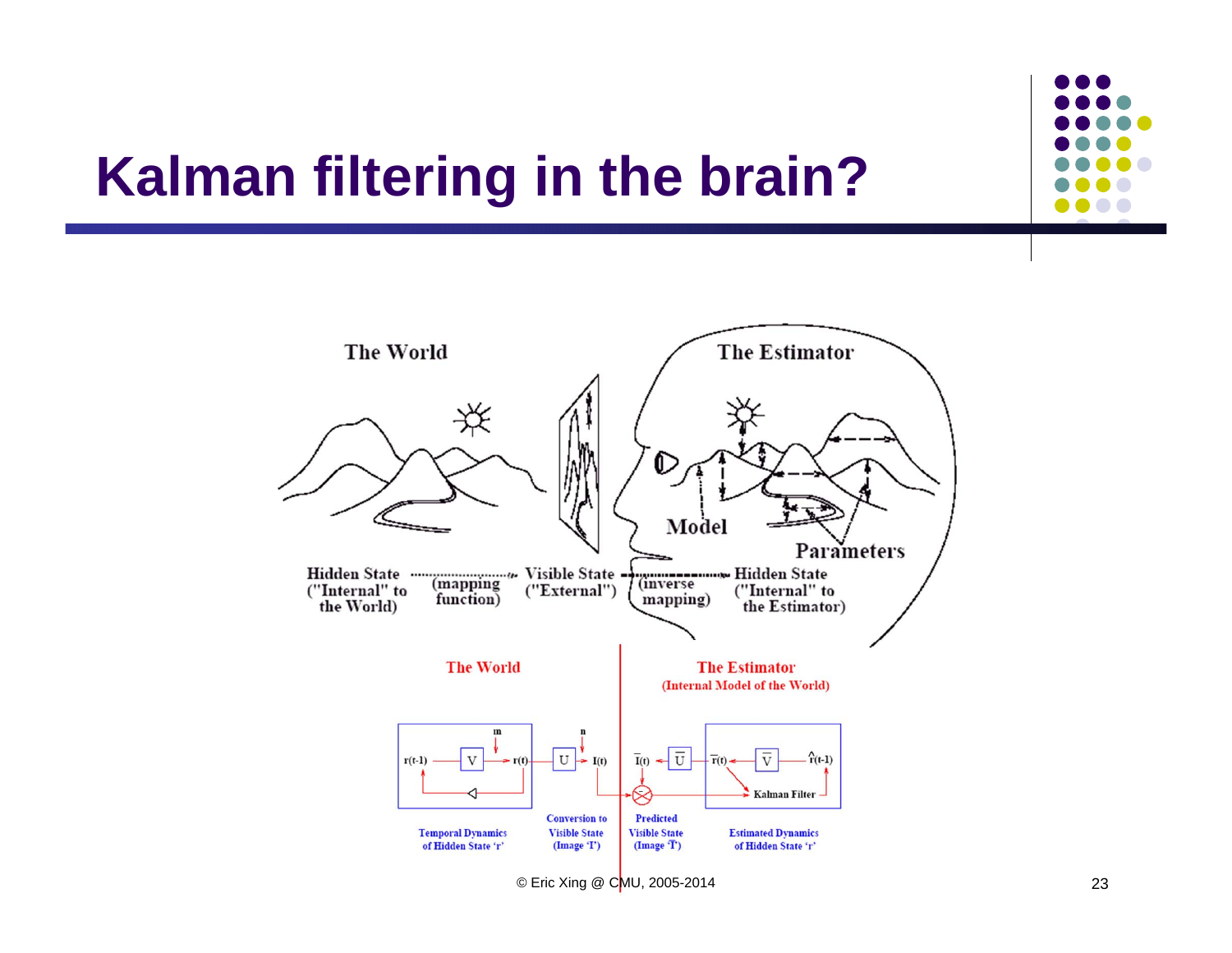# Kalman filtering in the brain?

The World

The Estimator

Model

Parameters

Hidden State ("Internal" to the World) (mapping function) Visible State ("External") (inverse mapping) Hidden State ("Internal" to the Estimator)

The World

The Estimator (Internal Model of the World)

Temporal Dynamics of Hidden State 'r'

Conversion to Visible State (Image 'I')

Predicted Visible State (Image $\bar{I}$)

Estimated Dynamics of Hidden State 'r'

Kalman Filter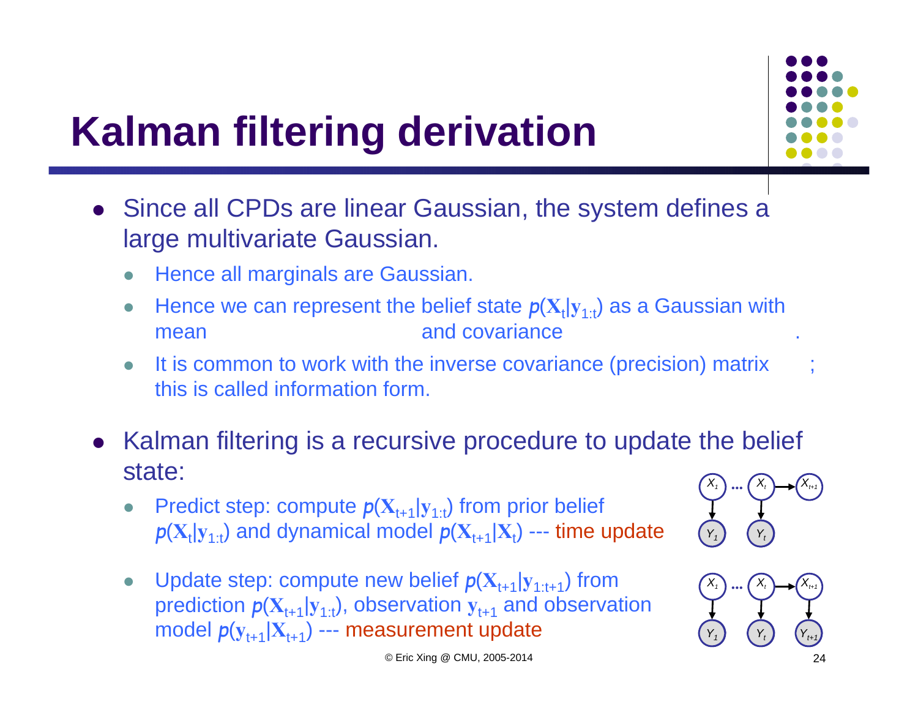# Kalman filtering derivation

- Since all CPDs are linear Gaussian, the system defines a large multivariate Gaussian.
  - Hence all marginals are Gaussian.
  - Hence we can represent the belief state $p(\mathbf{X}_t|\mathbf{y}_{1:t})$ as a Gaussian with mean and covariance .
  - It is common to work with the inverse covariance (precision) matrix ; this is called information form.

- Kalman filtering is a recursive procedure to update the belief state:
  - Predict step: compute $p(\mathbf{X}_{t+1}|\mathbf{y}_{1:t})$ from prior belief $p(\mathbf{X}_t|\mathbf{y}_{1:t})$ and dynamical model $p(\mathbf{X}_{t+1}|\mathbf{X}_t)$ --- time update
  - Update step: compute new belief $p(\mathbf{X}_{t+1}|\mathbf{y}_{1:t+1})$ from prediction $p(\mathbf{X}_{t+1}|\mathbf{y}_{1:t})$, observation $\mathbf{y}_{t+1}$ and observation model $p(\mathbf{y}_{t+1}|\mathbf{X}_{t+1})$ --- measurement update

© Eric Xing @ CMU, 2005-2014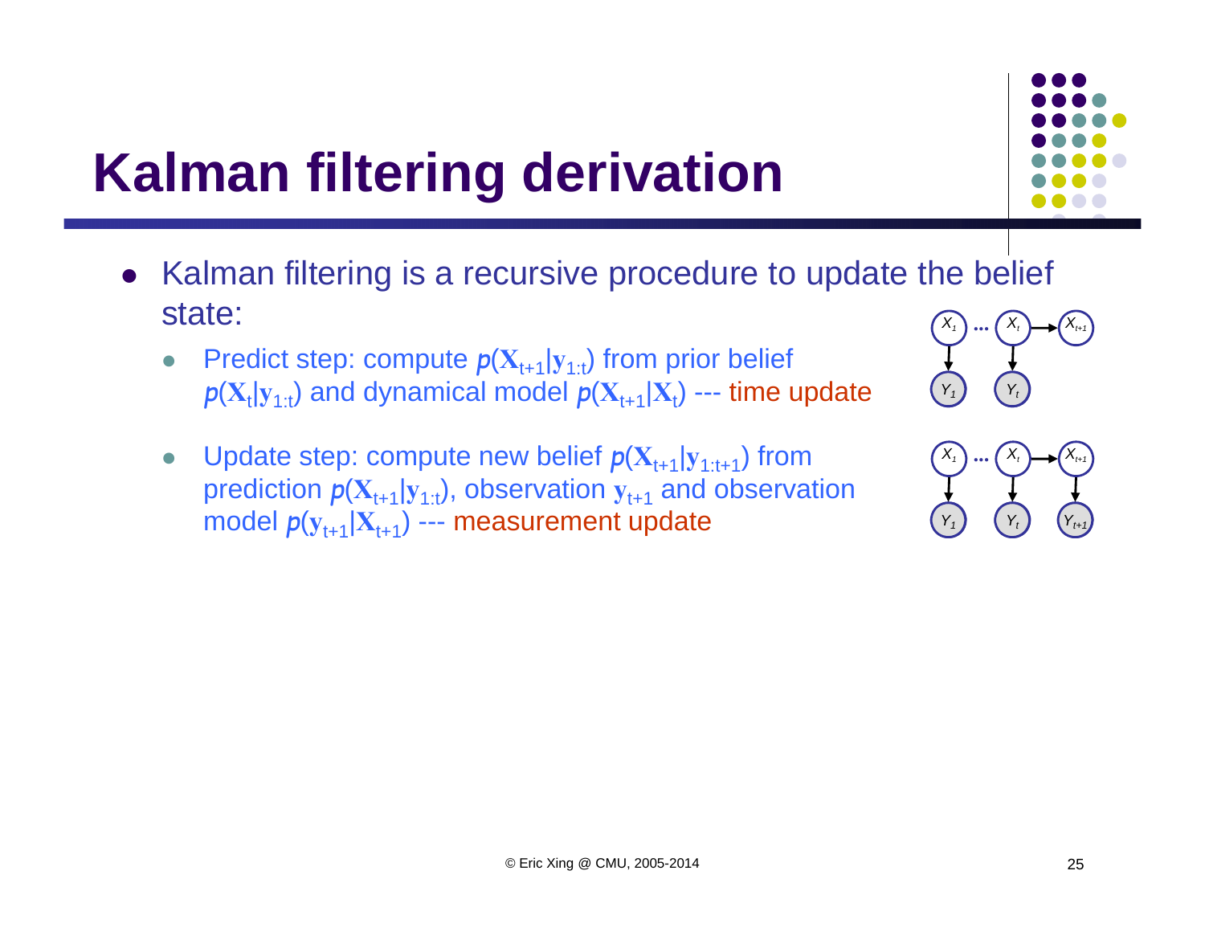# Kalman filtering derivation

- Kalman filtering is a recursive procedure to update the belief state:
  - Predict step: compute $p(\mathbf{X}_{t+1}|\mathbf{y}_{1:t})$ from prior belief $p(\mathbf{X}_t|\mathbf{y}_{1:t})$ and dynamical model $p(\mathbf{X}_{t+1}|\mathbf{X}_t)$ --- time update
  - Update step: compute new belief $p(\mathbf{X}_{t+1}|\mathbf{y}_{1:t+1})$ from prediction $p(\mathbf{X}_{t+1}|\mathbf{y}_{1:t})$, observation $\mathbf{y}_{t+1}$ and observation model $p(\mathbf{y}_{t+1}|\mathbf{X}_{t+1})$ --- measurement update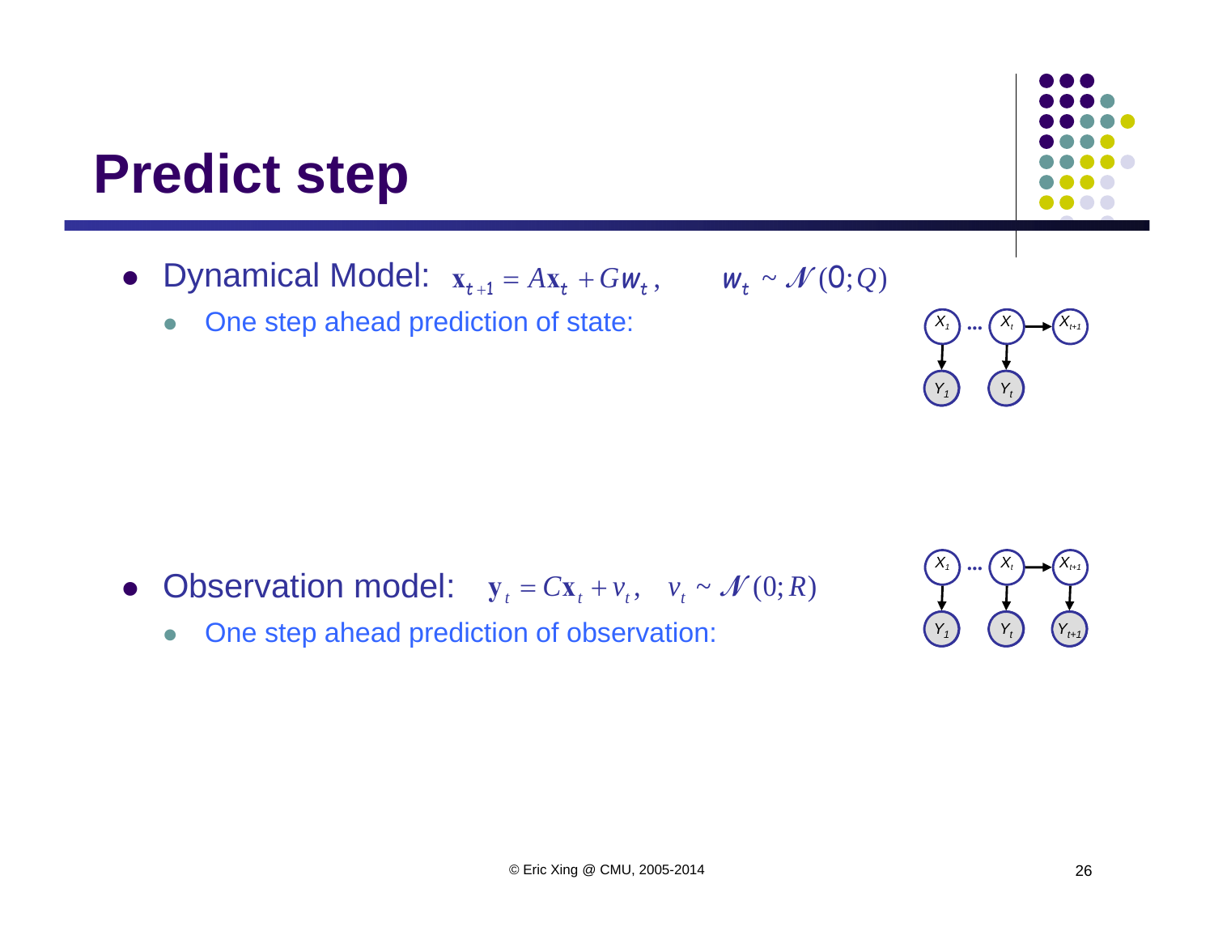# Predict step

- Dynamical Model: $\mathbf{x}_{t+1} = A\mathbf{x}_t + Gw_t, \quad w_t \sim \mathcal{N}(0; Q)$
  - One step ahead prediction of state:

- Observation model: $\mathbf{y}_t = C\mathbf{x}_t + v_t, \quad v_t \sim \mathcal{N}(0; R)$
  - One step ahead prediction of observation: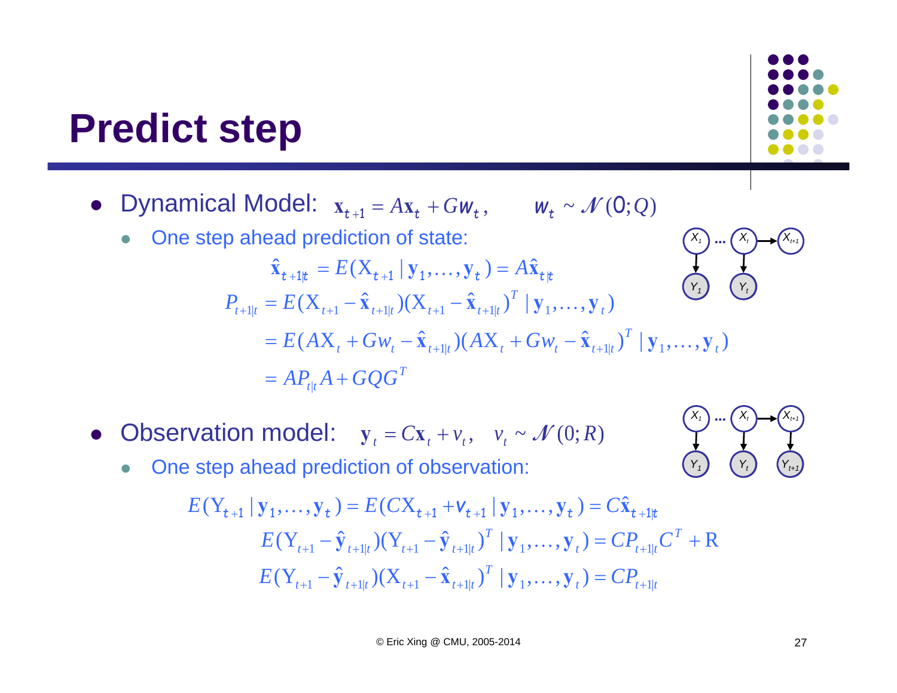# Predict step

- Dynamical Model: $\mathbf{x}_{t+1} = A\mathbf{x}_t + Gw_t, \qquad w_t \sim \mathcal{N}(0;Q)$
  - One step ahead prediction of state:

$$\hat{\mathbf{x}}_{t+1|t} = E(\mathrm{X}_{t+1} \mid \mathbf{y}_1, \ldots, \mathbf{y}_t) = A\hat{\mathbf{x}}_{t|t}$$

$$\begin{aligned} P_{t+1|t} &= E(\mathrm{X}_{t+1} - \hat{\mathbf{x}}_{t+1|t})(\mathrm{X}_{t+1} - \hat{\mathbf{x}}_{t+1|t})^T \mid \mathbf{y}_1, \ldots, \mathbf{y}_t) \\ &= E(A\mathrm{X}_t + Gw_t - \hat{\mathbf{x}}_{t+1|t})(A\mathrm{X}_t + Gw_t - \hat{\mathbf{x}}_{t+1|t})^T \mid \mathbf{y}_1, \ldots, \mathbf{y}_t) \\ &= AP_{t|t}A + GQG^T \end{aligned}$$

- Observation model: $\mathbf{y}_t = C\mathbf{x}_t + v_t, \quad v_t \sim \mathcal{N}(0;R)$
  - One step ahead prediction of observation:

$$E(\mathrm{Y}_{t+1} \mid \mathbf{y}_1, \ldots, \mathbf{y}_t) = E(C\mathrm{X}_{t+1} + v_{t+1} \mid \mathbf{y}_1, \ldots, \mathbf{y}_t) = C\hat{\mathbf{x}}_{t+1|t}$$

$$E(\mathrm{Y}_{t+1} - \hat{\mathbf{y}}_{t+1|t})(\mathrm{Y}_{t+1} - \hat{\mathbf{y}}_{t+1|t})^T \mid \mathbf{y}_1, \ldots, \mathbf{y}_t) = CP_{t+1|t}C^T + \mathrm{R}$$

$$E(\mathrm{Y}_{t+1} - \hat{\mathbf{y}}_{t+1|t})(\mathrm{X}_{t+1} - \hat{\mathbf{x}}_{t+1|t})^T \mid \mathbf{y}_1, \ldots, \mathbf{y}_t) = CP_{t+1|t}$$

© Eric Xing @ CMU, 2005-2014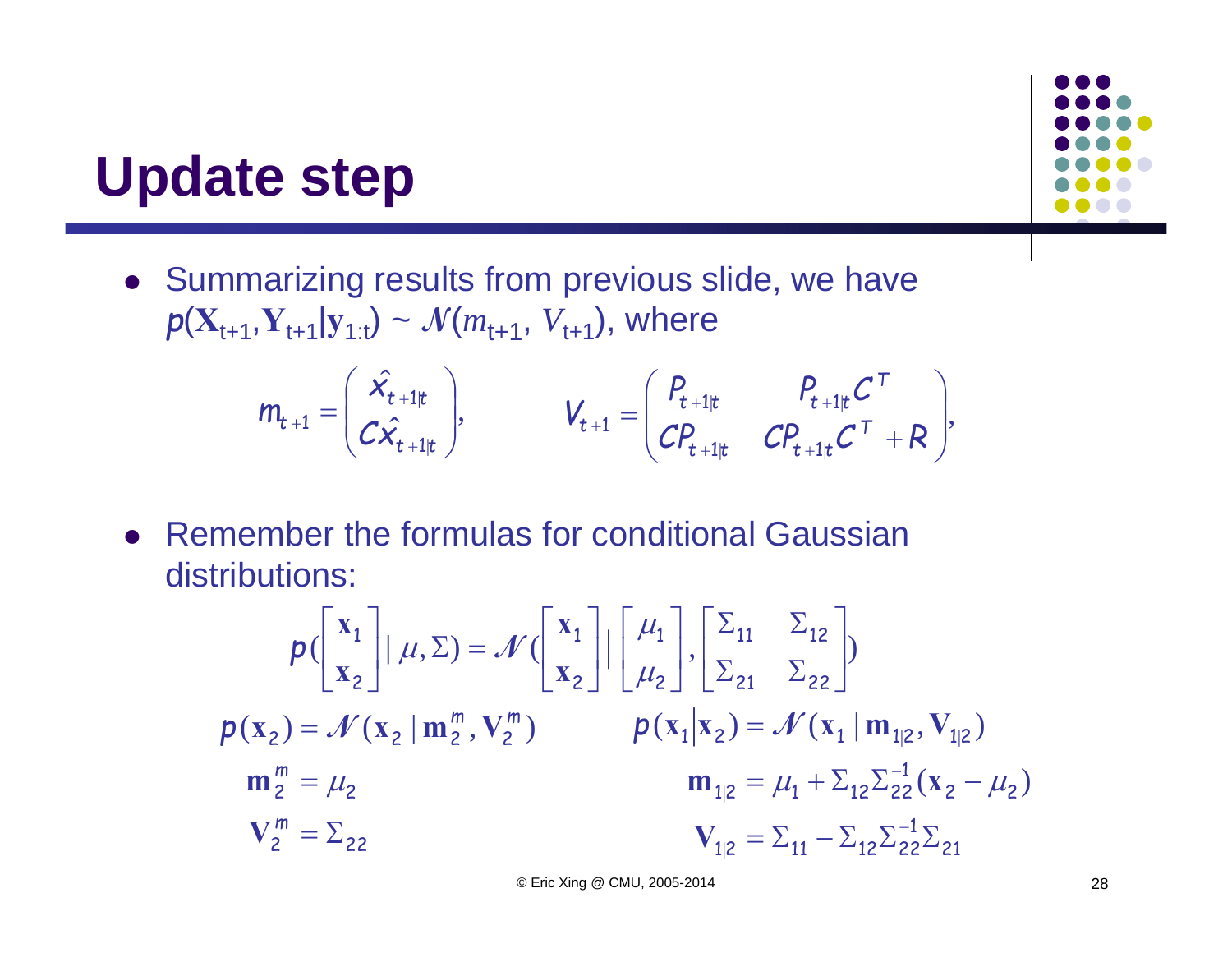# Update step

- Summarizing results from previous slide, we have $p(\mathbf{X}_{t+1}, \mathbf{Y}_{t+1} | \mathbf{y}_{1:t}) \sim \mathcal{N}(m_{t+1}, V_{t+1})$, where

$$
m_{t+1} = \begin{pmatrix} \hat{x}_{t+1|t} \\ C\hat{x}_{t+1|t} \end{pmatrix}, \qquad V_{t+1} = \begin{pmatrix} P_{t+1|t} & P_{t+1|t}C^T \\ CP_{t+1|t} & CP_{t+1|t}C^T + R \end{pmatrix},
$$

- Remember the formulas for conditional Gaussian distributions:

$$
p\left(\begin{bmatrix} \mathbf{x}_1 \\ \mathbf{x}_2 \end{bmatrix} \Big| \mu, \Sigma\right) = \mathcal{N}\left(\begin{bmatrix} \mathbf{x}_1 \\ \mathbf{x}_2 \end{bmatrix} \Big| \begin{bmatrix} \mu_1 \\ \mu_2 \end{bmatrix}, \begin{bmatrix} \Sigma_{11} & \Sigma_{12} \\ \Sigma_{21} & \Sigma_{22} \end{bmatrix}\right)
$$

$$
p(\mathbf{x}_2) = \mathcal{N}(\mathbf{x}_2 | \mathbf{m}_2^m, \mathbf{V}_2^m) \qquad p(\mathbf{x}_1 | \mathbf{x}_2) = \mathcal{N}(\mathbf{x}_1 | \mathbf{m}_{1|2}, \mathbf{V}_{1|2})
$$

$$
\mathbf{m}_2^m = \mu_2 \qquad \mathbf{m}_{1|2} = \mu_1 + \Sigma_{12}\Sigma_{22}^{-1}(\mathbf{x}_2 - \mu_2)
$$

$$
\mathbf{V}_2^m = \Sigma_{22} \qquad \mathbf{V}_{1|2} = \Sigma_{11} - \Sigma_{12}\Sigma_{22}^{-1}\Sigma_{21}
$$

© Eric Xing @ CMU, 2005-2014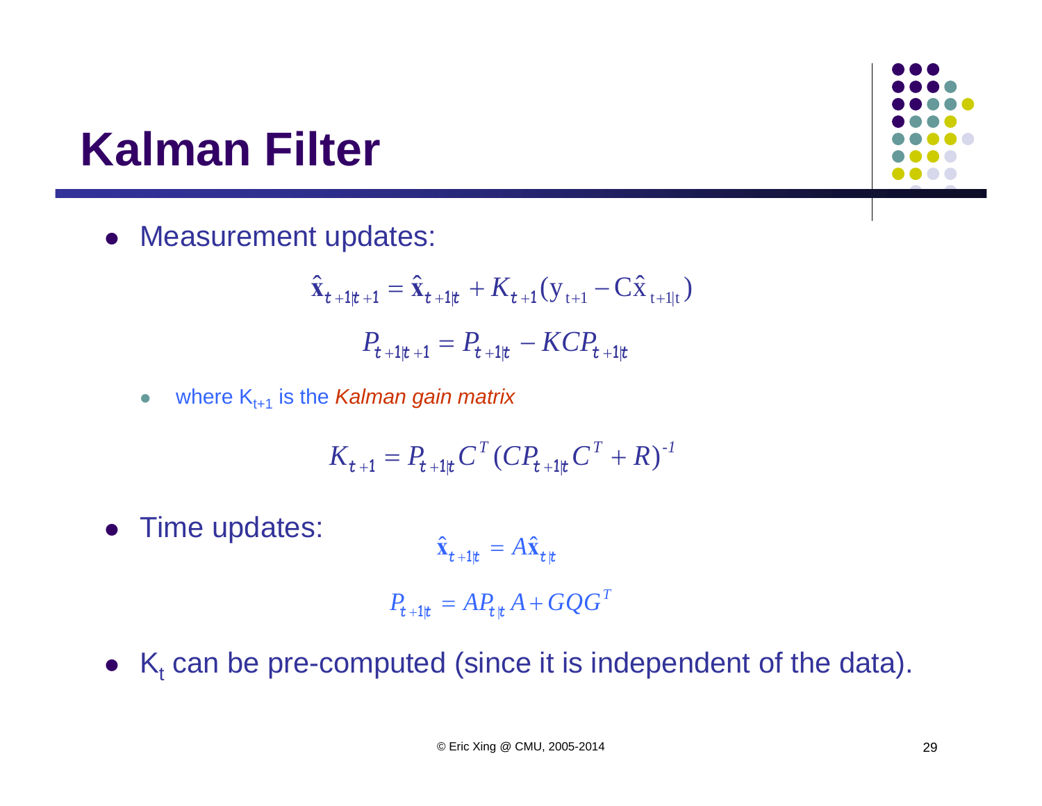# Kalman Filter

- Measurement updates:

$$\hat{\mathbf{x}}_{t+1|t+1} = \hat{\mathbf{x}}_{t+1|t} + K_{t+1}(\mathrm{y}_{t+1} - \mathrm{C}\hat{\mathrm{x}}_{t+1|t})$$

$$P_{t+1|t+1} = P_{t+1|t} - KCP_{t+1|t}$$

  - where $K_{t+1}$ is the *Kalman gain matrix*

$$K_{t+1} = P_{t+1|t}C^T(CP_{t+1|t}C^T + R)^{-1}$$

- Time updates:

$$\hat{\mathbf{x}}_{t+1|t} = A\hat{\mathbf{x}}_{t|t}$$

$$P_{t+1|t} = AP_{t|t}A + GQG^T$$

- $K_t$ can be pre-computed (since it is independent of the data).

© Eric Xing @ CMU, 2005-2014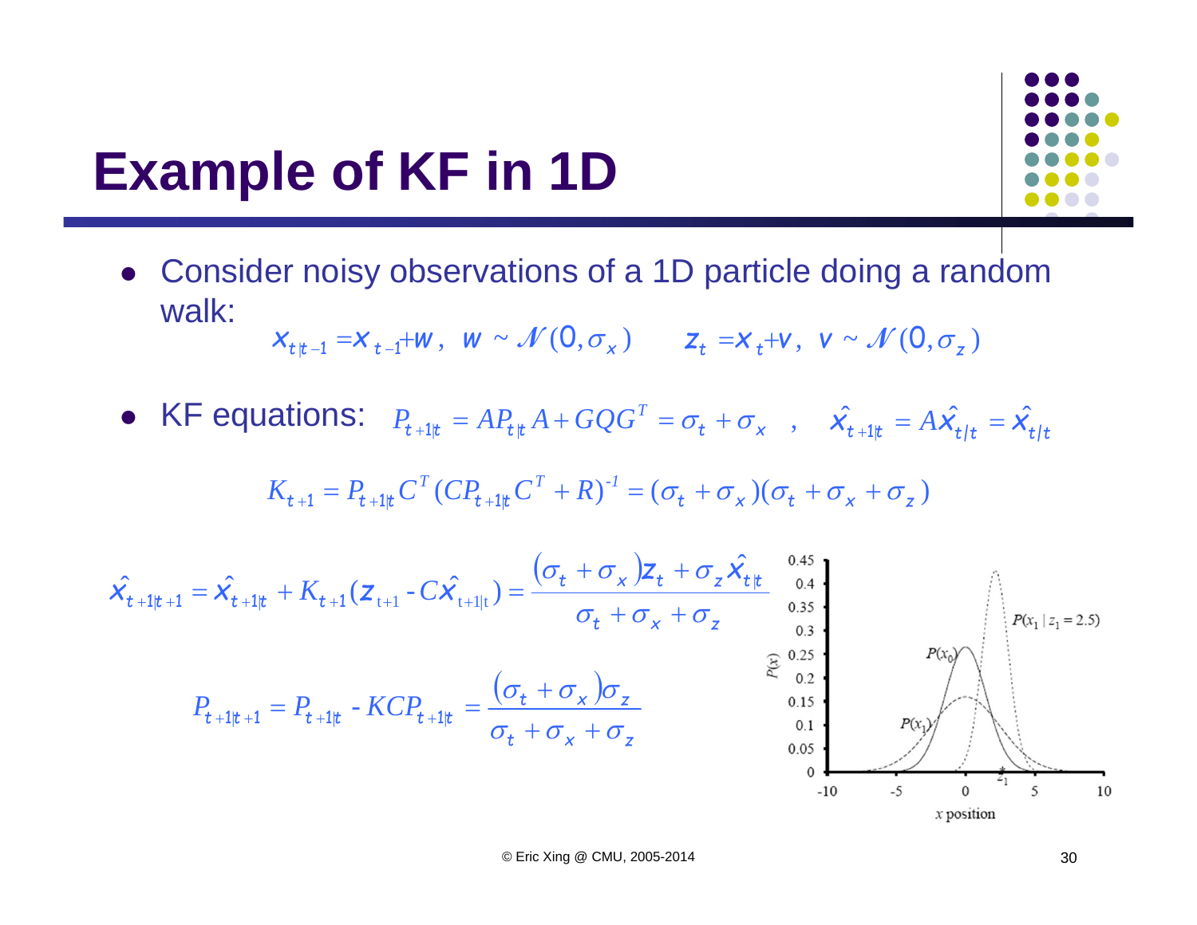# Example of KF in 1D

- Consider noisy observations of a 1D particle doing a random walk:

$$x_{t|t-1} = x_{t-1} + w, \;\; w \sim \mathcal{N}(0, \sigma_x) \qquad z_t = x_t + v, \;\; v \sim \mathcal{N}(0, \sigma_z)$$

- KF equations: $P_{t+1|t} = AP_{t|t}A + GQG^T = \sigma_t + \sigma_x \quad , \quad \hat{x}_{t+1|t} = A\hat{x}_{t|t} = \hat{x}_{t|t}$

$$K_{t+1} = P_{t+1|t}C^T(CP_{t+1|t}C^T + R)^{-1} = (\sigma_t + \sigma_x)(\sigma_t + \sigma_x + \sigma_z)$$

$$\hat{x}_{t+1|t+1} = \hat{x}_{t+1|t} + K_{t+1}(z_{t+1} - C\hat{x}_{t+1|t}) = \frac{(\sigma_t + \sigma_x)z_t + \sigma_z \hat{x}_{t|t}}{\sigma_t + \sigma_x + \sigma_z}$$

$$P_{t+1|t+1} = P_{t+1|t} - KCP_{t+1|t} = \frac{(\sigma_t + \sigma_x)\sigma_z}{\sigma_t + \sigma_x + \sigma_z}$$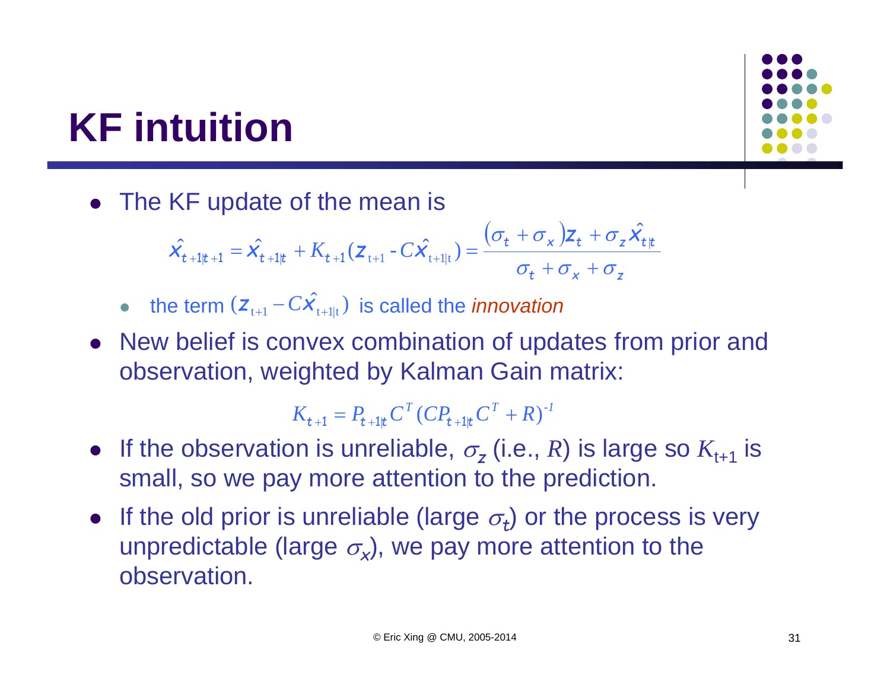# KF intuition

- The KF update of the mean is

$$\hat{x}_{t+1|t+1} = \hat{x}_{t+1|t} + K_{t+1}(z_{t+1} - C\hat{x}_{t+1|t}) = \frac{(\sigma_t + \sigma_x)z_t + \sigma_z \hat{x}_{t|t}}{\sigma_t + \sigma_x + \sigma_z}$$

  - the term $(z_{t+1} - C\hat{x}_{t+1|t})$ is called the *innovation*

- New belief is convex combination of updates from prior and observation, weighted by Kalman Gain matrix:

$$K_{t+1} = P_{t+1|t} C^T (CP_{t+1|t} C^T + R)^{-1}$$

- If the observation is unreliable, $\sigma_z$ (i.e., $R$) is large so $K_{t+1}$ is small, so we pay more attention to the prediction.
- If the old prior is unreliable (large $\sigma_t$) or the process is very unpredictable (large $\sigma_x$), we pay more attention to the observation.

© Eric Xing @ CMU, 2005-2014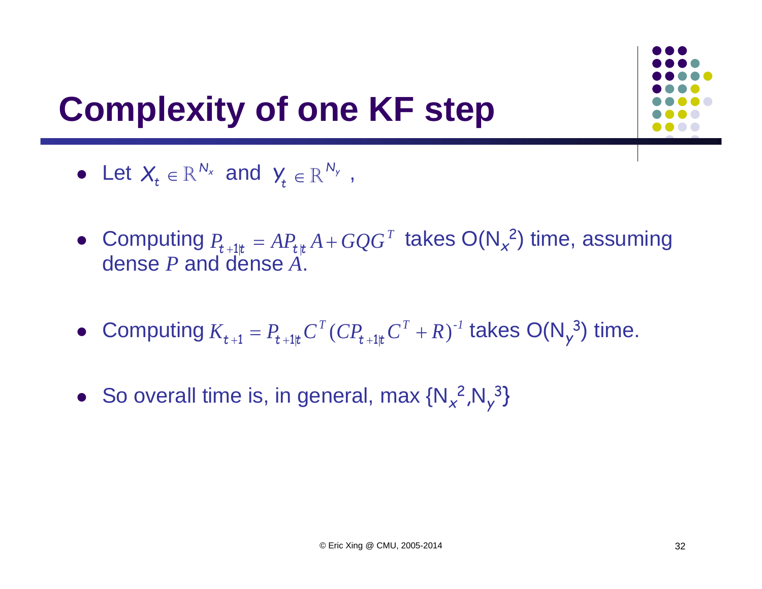# Complexity of one KF step

- Let $X_t \in \mathbb{R}^{N_x}$ and $Y_t \in \mathbb{R}^{N_y}$ ,
- Computing $P_{t+1|t} = AP_{t|t}A + GQG^T$ takes O($N_x^2$) time, assuming dense $P$ and dense $A$.
- Computing $K_{t+1} = P_{t+1|t}C^T(CP_{t+1|t}C^T + R)^{-1}$ takes O($N_y^3$) time.
- So overall time is, in general, max {$N_x^2$,$N_y^3$}

© Eric Xing @ CMU, 2005-2014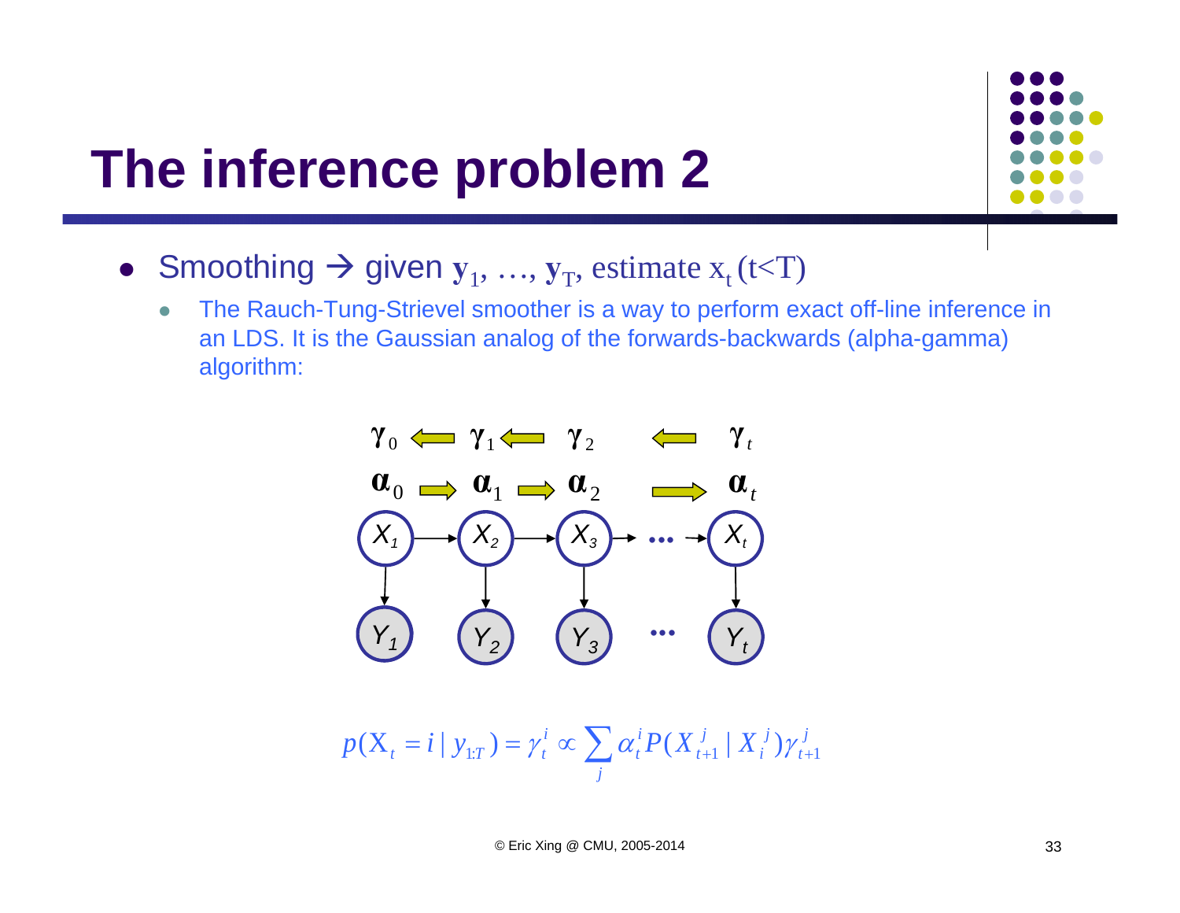# The inference problem 2

- Smoothing → given $\mathbf{y}_1, \ldots, \mathbf{y}_T$, estimate $x_t$ (t<T)
  - The Rauch-Tung-Strievel smoother is a way to perform exact off-line inference in an LDS. It is the Gaussian analog of the forwards-backwards (alpha-gamma) algorithm:

$$p(X_t = i \mid y_{1:T}) = \gamma_t^i \propto \sum_j \alpha_t^i P(X_{t+1}^j \mid X_i^j) \gamma_{t+1}^j$$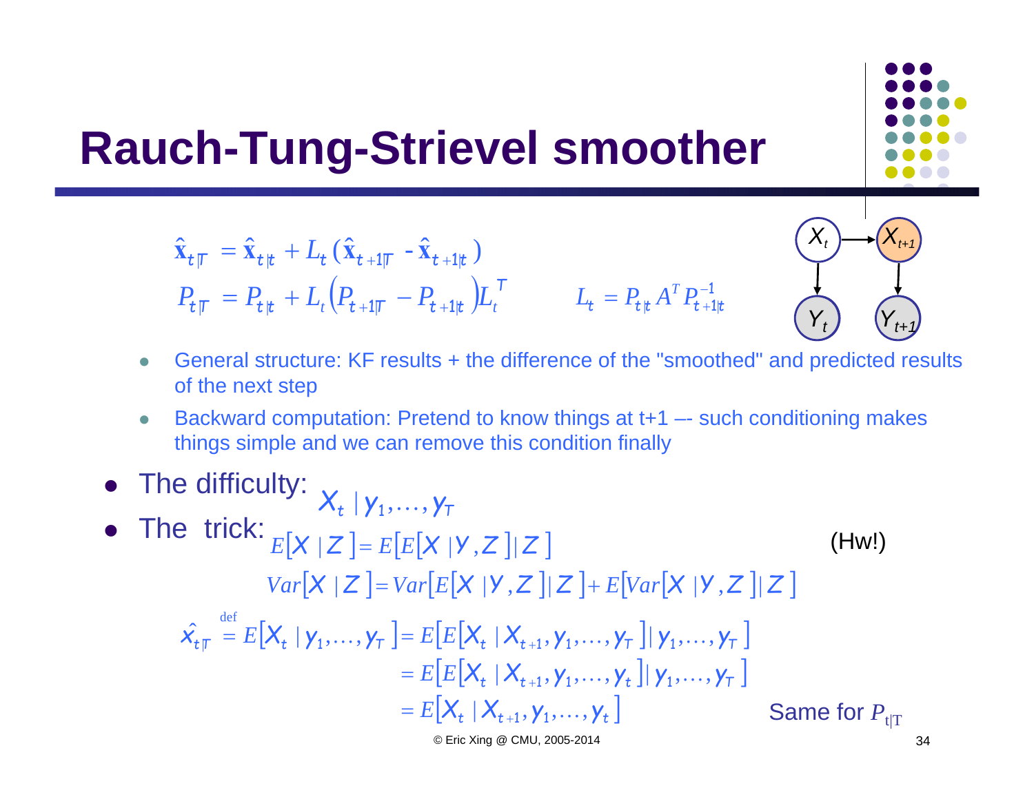# Rauch-Tung-Strievel smoother

$$\hat{\mathbf{x}}_{t|T} = \hat{\mathbf{x}}_{t|t} + L_t(\hat{\mathbf{x}}_{t+1|T} - \hat{\mathbf{x}}_{t+1|t})$$

$$P_{t|T} = P_{t|t} + L_t\left(P_{t+1|T} - P_{t+1|t}\right)L_t^T \qquad L_t = P_{t|t} A^T P_{t+1|t}^{-1}$$

- General structure: KF results + the difference of the "smoothed" and predicted results of the next step
- Backward computation: Pretend to know things at t+1 –- such conditioning makes things simple and we can remove this condition finally

- The difficulty: $X_t \mid y_1, \ldots, y_T$
- The trick:

$$E[X \mid Z] = E[E[X \mid Y, Z] \mid Z]$$

$$Var[X \mid Z] = Var[E[X \mid Y, Z] \mid Z] + E[Var[X \mid Y, Z] \mid Z]$$

(Hw!)

$$\begin{aligned}
\hat{x}_{t|T} \overset{\text{def}}{=} E[X_t \mid y_1, \ldots, y_T] &= E[E[X_t \mid X_{t+1}, y_1, \ldots, y_T] \mid y_1, \ldots, y_T] \\
&= E[E[X_t \mid X_{t+1}, y_1, \ldots, y_t] \mid y_1, \ldots, y_T] \\
&= E[X_t \mid X_{t+1}, y_1, \ldots, y_t]
\end{aligned}$$

Same for $P_{t|T}$

© Eric Xing @ CMU, 2005-2014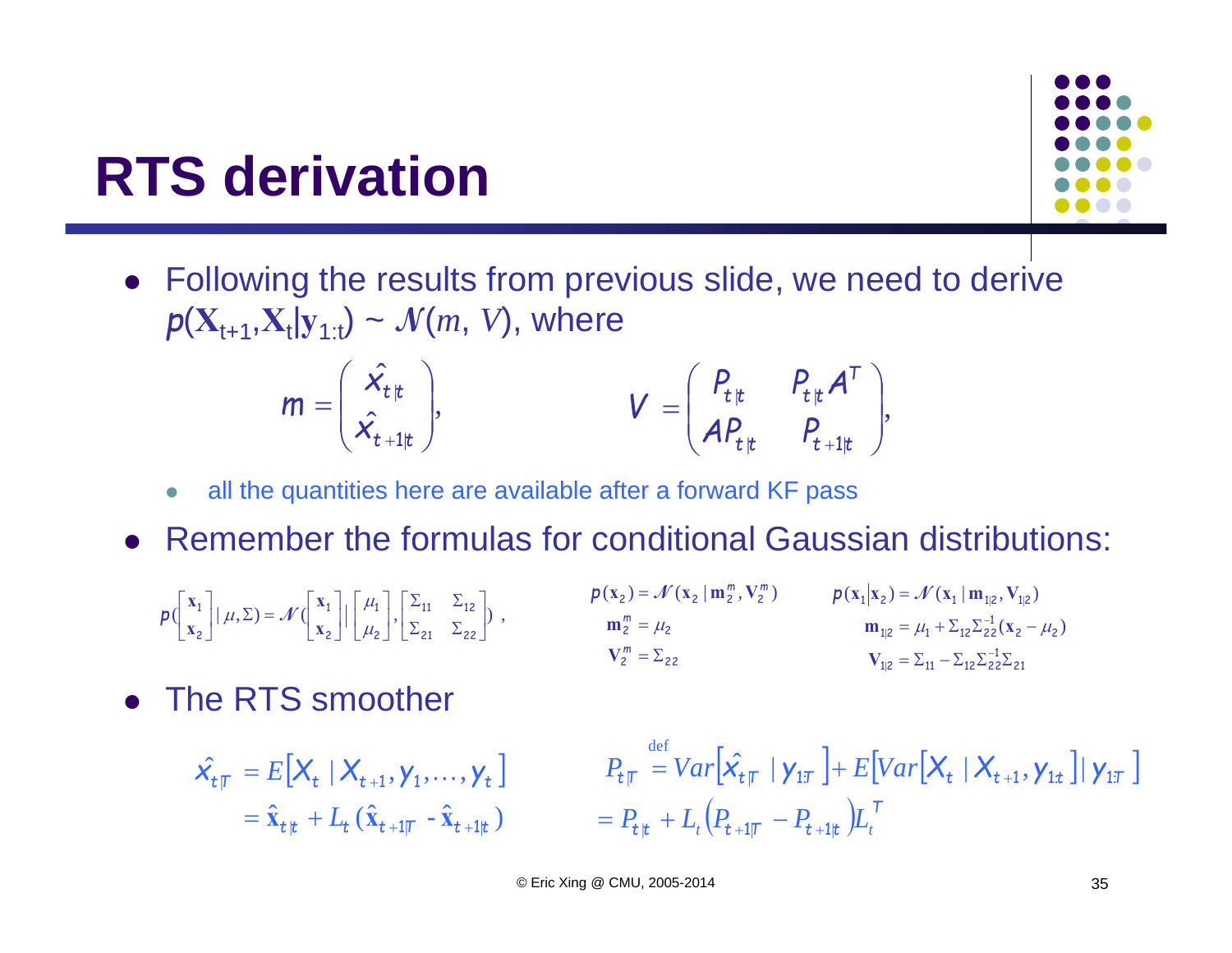# RTS derivation

- Following the results from previous slide, we need to derive $p(\mathbf{X}_{t+1}, \mathbf{X}_t | \mathbf{y}_{1:t}) \sim \mathcal{N}(m, V)$, where

$$m = \begin{pmatrix} \hat{x}_{t|t} \\ \hat{x}_{t+1|t} \end{pmatrix}, \qquad V = \begin{pmatrix} P_{t|t} & P_{t|t} A^T \\ A P_{t|t} & P_{t+1|t} \end{pmatrix},$$

  - all the quantities here are available after a forward KF pass

- Remember the formulas for conditional Gaussian distributions:

$$p\left(\begin{bmatrix} \mathbf{x}_1 \\ \mathbf{x}_2 \end{bmatrix} | \mu, \Sigma\right) = \mathcal{N}\left(\begin{bmatrix} \mathbf{x}_1 \\ \mathbf{x}_2 \end{bmatrix} \middle| \begin{bmatrix} \mu_1 \\ \mu_2 \end{bmatrix}, \begin{bmatrix} \Sigma_{11} & \Sigma_{12} \\ \Sigma_{21} & \Sigma_{22} \end{bmatrix}\right),$$

$$p(\mathbf{x}_2) = \mathcal{N}(\mathbf{x}_2 | \mathbf{m}_2^m, \mathbf{V}_2^m)$$
$$\mathbf{m}_2^m = \mu_2$$
$$\mathbf{V}_2^m = \Sigma_{22}$$

$$p(\mathbf{x}_1 | \mathbf{x}_2) = \mathcal{N}(\mathbf{x}_1 | \mathbf{m}_{1|2}, \mathbf{V}_{1|2})$$
$$\mathbf{m}_{1|2} = \mu_1 + \Sigma_{12}\Sigma_{22}^{-1}(\mathbf{x}_2 - \mu_2)$$
$$\mathbf{V}_{1|2} = \Sigma_{11} - \Sigma_{12}\Sigma_{22}^{-1}\Sigma_{21}$$

- The RTS smoother

$$\begin{aligned} \hat{x}_{t|T} &= E[X_t \mid X_{t+1}, y_1, \ldots, y_t] \\ &= \hat{\mathbf{x}}_{t|t} + L_t(\hat{\mathbf{x}}_{t+1|T} - \hat{\mathbf{x}}_{t+1|t}) \end{aligned}$$

$$\begin{aligned} P_{t|T} &\overset{\text{def}}{=} Var[\hat{x}_{t|T} \mid y_{1:T}] + E[Var[X_t \mid X_{t+1}, y_{1:t}] \mid y_{1:T}] \\ &= P_{t|t} + L_t(P_{t+1|T} - P_{t+1|t})L_t^T \end{aligned}$$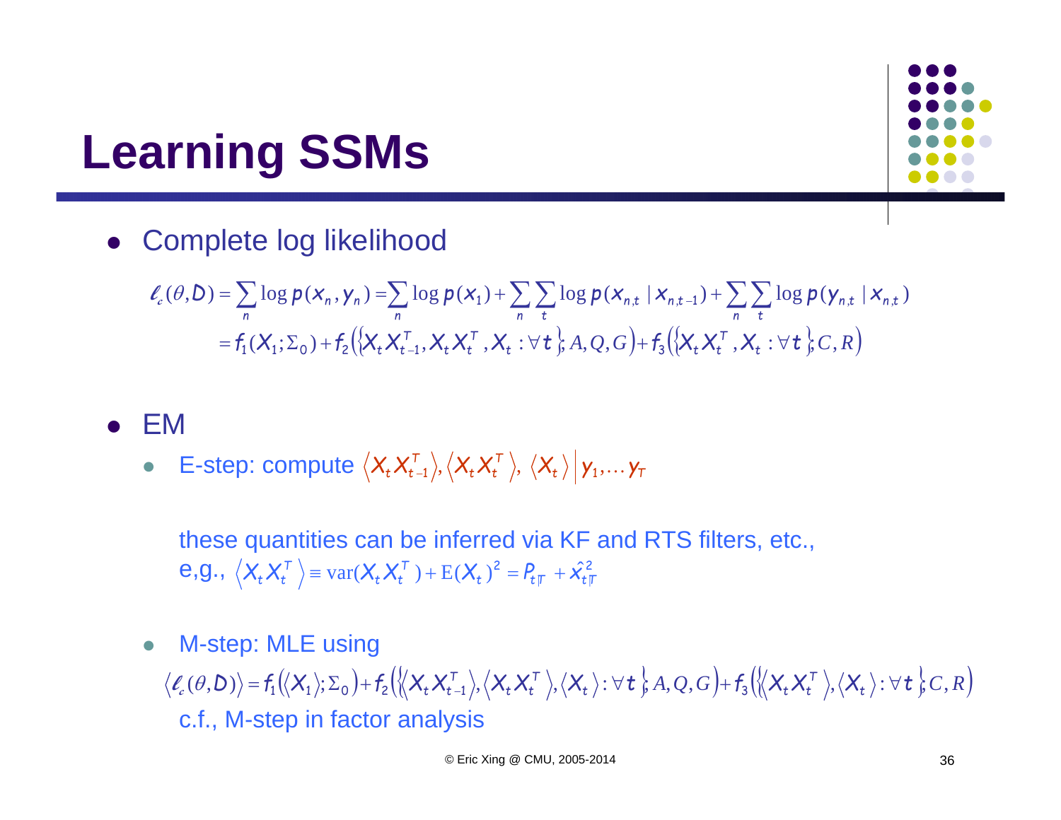# Learning SSMs

- Complete log likelihood

$$\ell_c(\theta, D) = \sum_n \log p(x_n, y_n) = \sum_n \log p(x_1) + \sum_n \sum_t \log p(x_{n,t} \mid x_{n,t-1}) + \sum_n \sum_t \log p(y_{n,t} \mid x_{n,t})$$

$$= f_1(X_1; \Sigma_0) + f_2\left(\{X_t X_{t-1}^T, X_t X_t^T, X_t : \forall t\}, A, Q, G\right) + f_3\left(\{X_t X_t^T, X_t : \forall t\}, C, R\right)$$

- EM
  - E-step: compute $\langle X_t X_{t-1}^T \rangle, \langle X_t X_t^T \rangle, \langle X_t \rangle \Big| y_1, \dots y_T$

    these quantities can be inferred via KF and RTS filters, etc.,
    e,g., $\langle X_t X_t^T \rangle \equiv \mathrm{var}(X_t X_t^T) + \mathrm{E}(X_t)^2 = P_{t|T} + \hat{x}_{t|T}^2$

  - M-step: MLE using

    $$\langle \ell_c(\theta, D) \rangle = f_1(\langle X_1 \rangle; \Sigma_0) + f_2\left(\{\langle X_t X_{t-1}^T \rangle, \langle X_t X_t^T \rangle, \langle X_t \rangle : \forall t\}, A, Q, G\right) + f_3\left(\{\langle X_t X_t^T \rangle, \langle X_t \rangle : \forall t\}, C, R\right)$$

    c.f., M-step in factor analysis

© Eric Xing @ CMU, 2005-2014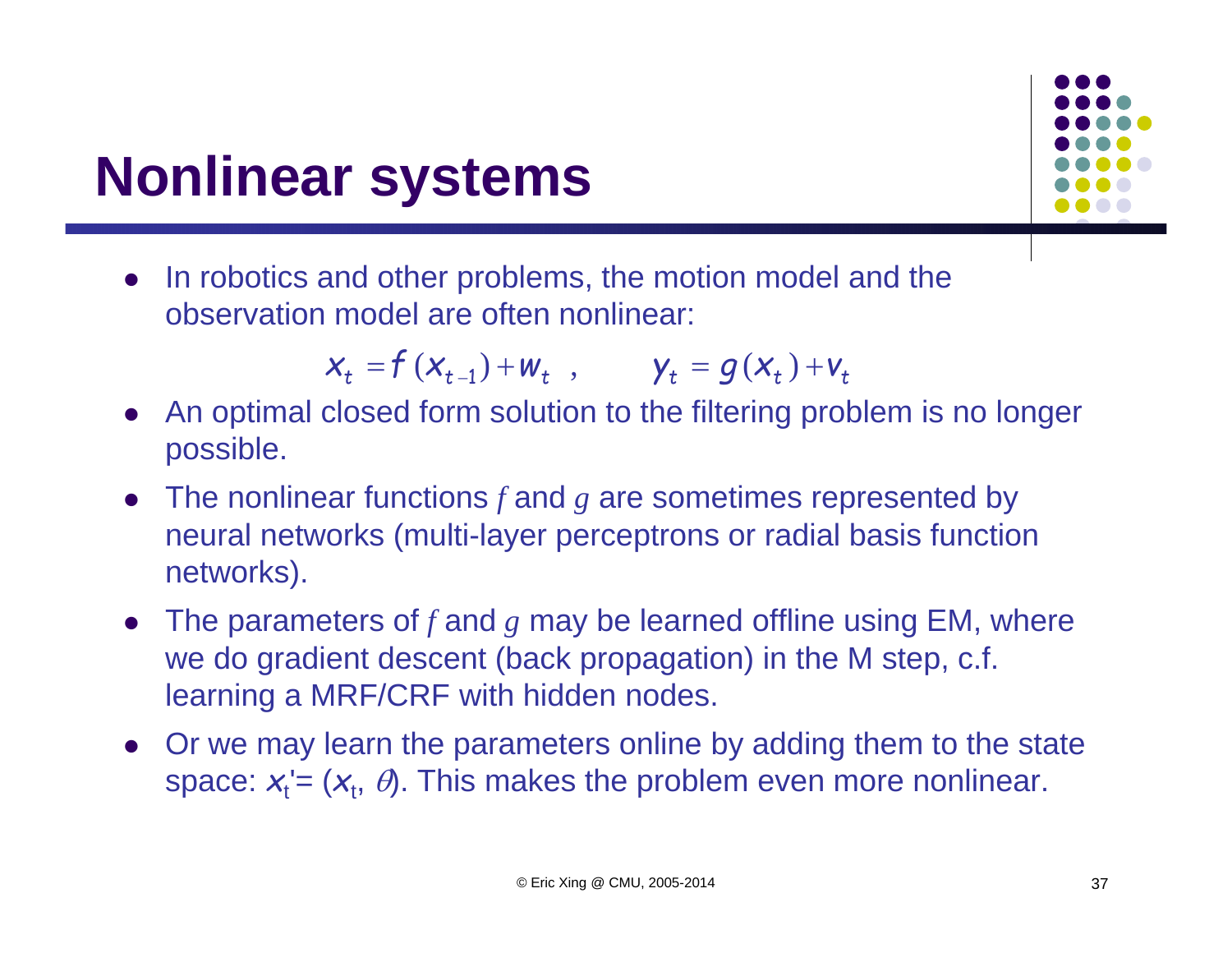# Nonlinear systems

- In robotics and other problems, the motion model and the observation model are often nonlinear:

$$x_t = f(x_{t-1}) + w_t \ , \qquad y_t = g(x_t) + v_t$$

- An optimal closed form solution to the filtering problem is no longer possible.
- The nonlinear functions $f$ and $g$ are sometimes represented by neural networks (multi-layer perceptrons or radial basis function networks).
- The parameters of $f$ and $g$ may be learned offline using EM, where we do gradient descent (back propagation) in the M step, c.f. learning a MRF/CRF with hidden nodes.
- Or we may learn the parameters online by adding them to the state space: $x_t' = (x_t, \theta)$. This makes the problem even more nonlinear.

© Eric Xing @ CMU, 2005-2014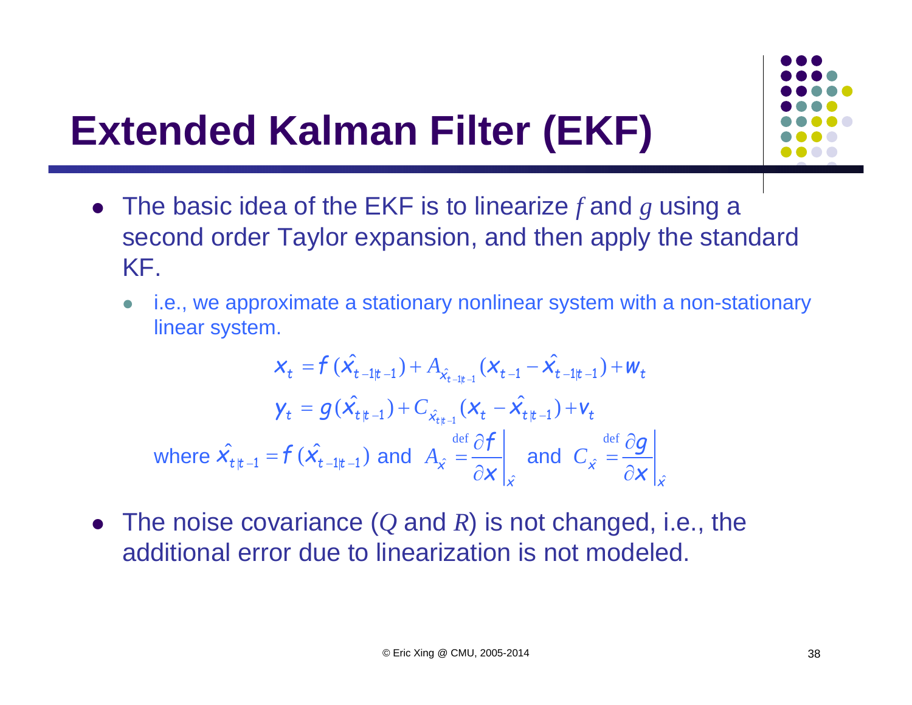# Extended Kalman Filter (EKF)

- The basic idea of the EKF is to linearize $f$ and $g$ using a second order Taylor expansion, and then apply the standard KF.
  - i.e., we approximate a stationary nonlinear system with a non-stationary linear system.

$$x_t = f(\hat{x}_{t-1|t-1}) + A_{\hat{x}_{t-1|t-1}}(x_{t-1} - \hat{x}_{t-1|t-1}) + w_t$$

$$y_t = g(\hat{x}_{t|t-1}) + C_{\hat{x}_{t|t-1}}(x_t - \hat{x}_{t|t-1}) + v_t$$

where $\hat{x}_{t|t-1} = f(\hat{x}_{t-1|t-1})$ and $A_{\hat{x}} \stackrel{\text{def}}{=} \left.\frac{\partial f}{\partial x}\right|_{\hat{x}}$ and $C_{\hat{x}} \stackrel{\text{def}}{=} \left.\frac{\partial g}{\partial x}\right|_{\hat{x}}$

- The noise covariance ($Q$ and $R$) is not changed, i.e., the additional error due to linearization is not modeled.

© Eric Xing @ CMU, 2005-2014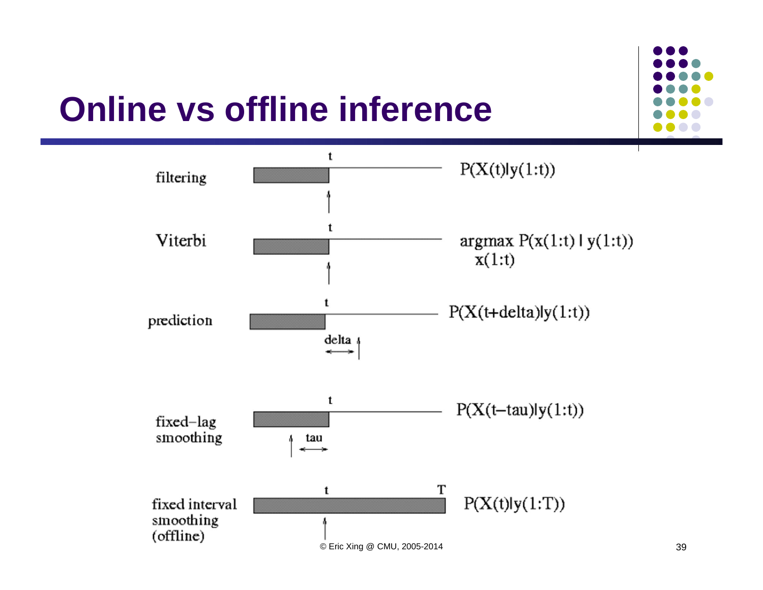# Online vs offline inference

filtering — $P(X(t)|y(1:t))$

Viterbi — $\arg\max_{x(1:t)} P(x(1:t) \mid y(1:t))$

prediction — $P(X(t+\text{delta})|y(1:t))$

fixed-lag smoothing — $P(X(t-\text{tau})|y(1:t))$

fixed interval smoothing (offline) — $P(X(t)|y(1:T))$

© Eric Xing @ CMU, 2005-2014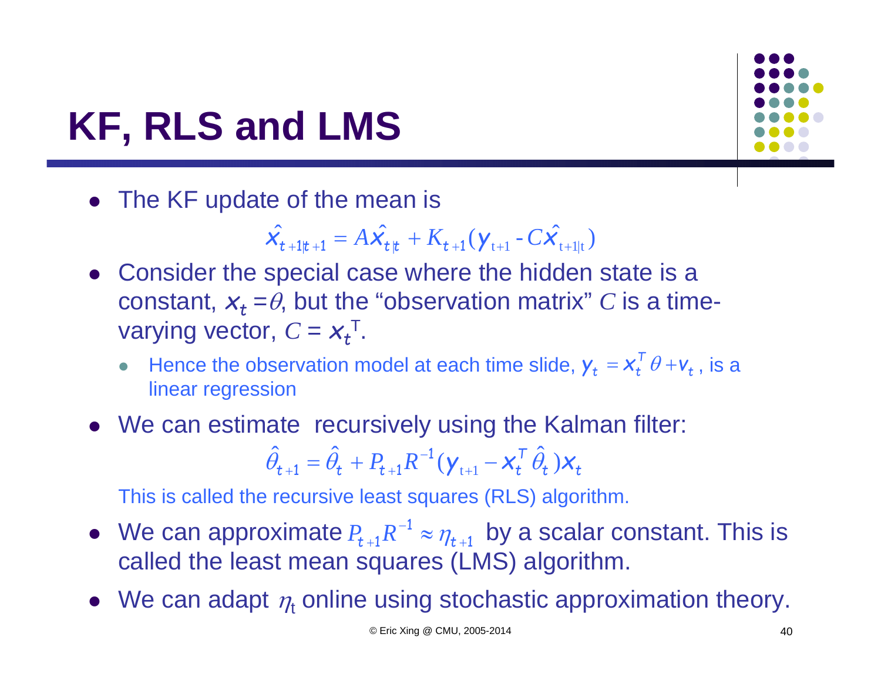# KF, RLS and LMS

- The KF update of the mean is

$$\hat{x}_{t+1|t+1} = A\hat{x}_{t|t} + K_{t+1}(y_{t+1} - C\hat{x}_{t+1|t})$$

- Consider the special case where the hidden state is a constant, $x_t = \theta$, but the "observation matrix" $C$ is a time-varying vector, $C = x_t^T$.
  - Hence the observation model at each time slide, $y_t = x_t^T \theta + v_t$, is a linear regression
- We can estimate recursively using the Kalman filter:

$$\hat{\theta}_{t+1} = \hat{\theta}_t + P_{t+1} R^{-1} (y_{t+1} - x_t^T \hat{\theta}_t) x_t$$

  This is called the recursive least squares (RLS) algorithm.

- We can approximate $P_{t+1} R^{-1} \approx \eta_{t+1}$ by a scalar constant. This is called the least mean squares (LMS) algorithm.
- We can adapt $\eta_t$ online using stochastic approximation theory.

© Eric Xing @ CMU, 2005-2014